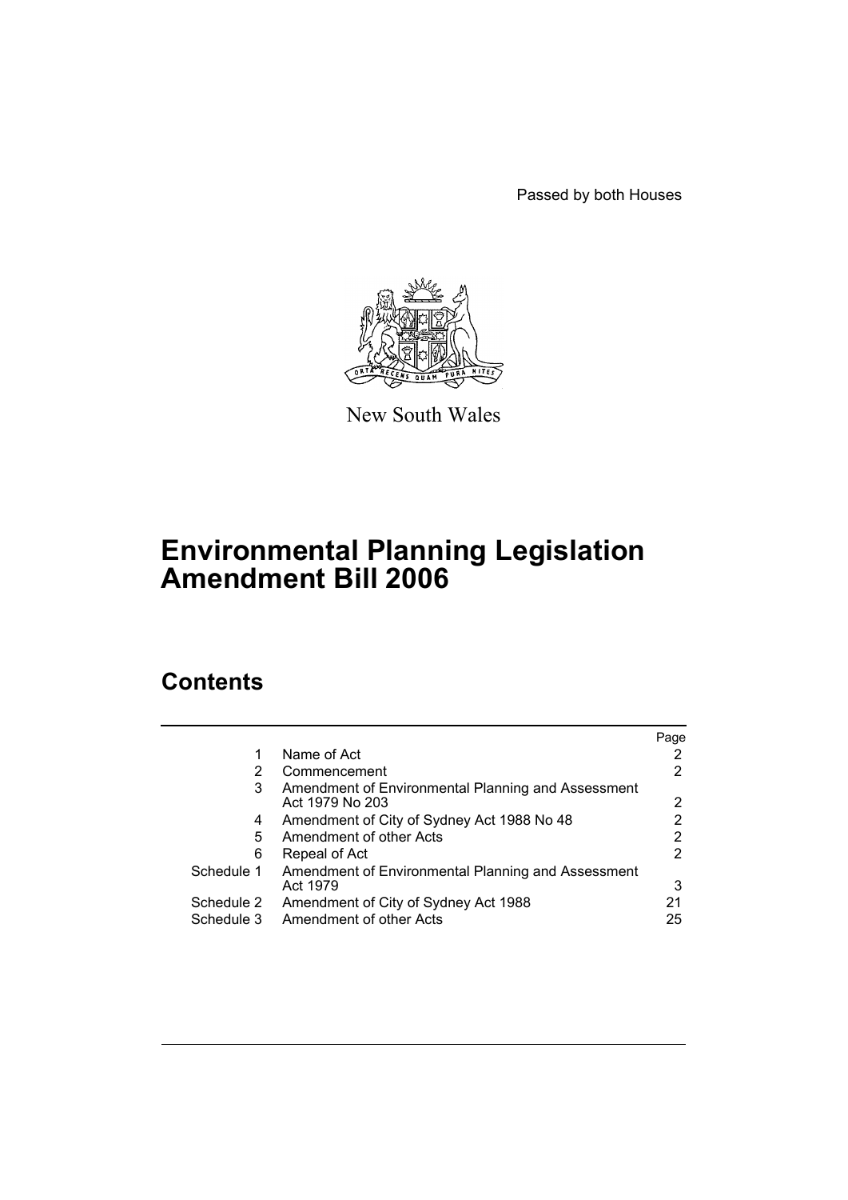Passed by both Houses

New South Wales

# Environmental Planning Legislation Amendment Bill 2006

## Contents

| | | Page |
|---|---|---|
| 1 | Name of Act | 2 |
| 2 | Commencement | 2 |
| 3 | Amendment of Environmental Planning and Assessment Act 1979 No 203 | 2 |
| 4 | Amendment of City of Sydney Act 1988 No 48 | 2 |
| 5 | Amendment of other Acts | 2 |
| 6 | Repeal of Act | 2 |
| Schedule 1 | Amendment of Environmental Planning and Assessment Act 1979 | 3 |
| Schedule 2 | Amendment of City of Sydney Act 1988 | 21 |
| Schedule 3 | Amendment of other Acts | 25 |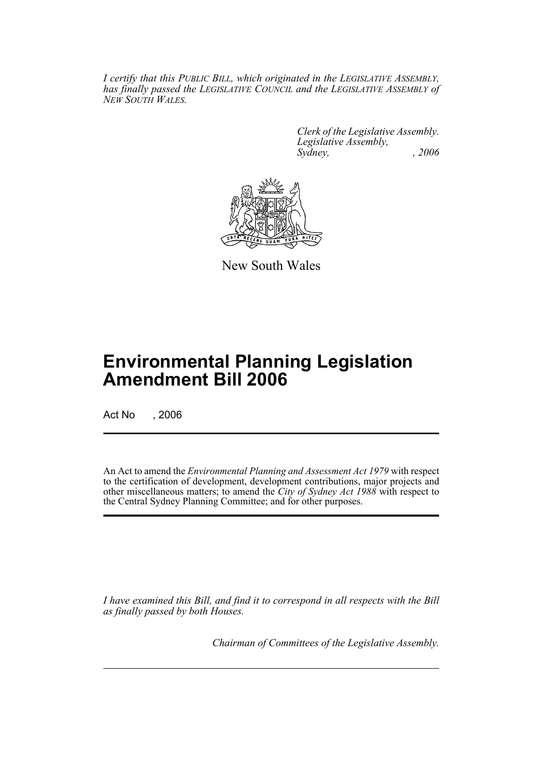*I certify that this PUBLIC BILL, which originated in the LEGISLATIVE ASSEMBLY, has finally passed the LEGISLATIVE COUNCIL and the LEGISLATIVE ASSEMBLY of NEW SOUTH WALES.*

*Clerk of the Legislative Assembly.*
*Legislative Assembly,*
*Sydney, , 2006*

New South Wales

# Environmental Planning Legislation Amendment Bill 2006

Act No , 2006

An Act to amend the *Environmental Planning and Assessment Act 1979* with respect to the certification of development, development contributions, major projects and other miscellaneous matters; to amend the *City of Sydney Act 1988* with respect to the Central Sydney Planning Committee; and for other purposes.

*I have examined this Bill, and find it to correspond in all respects with the Bill as finally passed by both Houses.*

*Chairman of Committees of the Legislative Assembly.*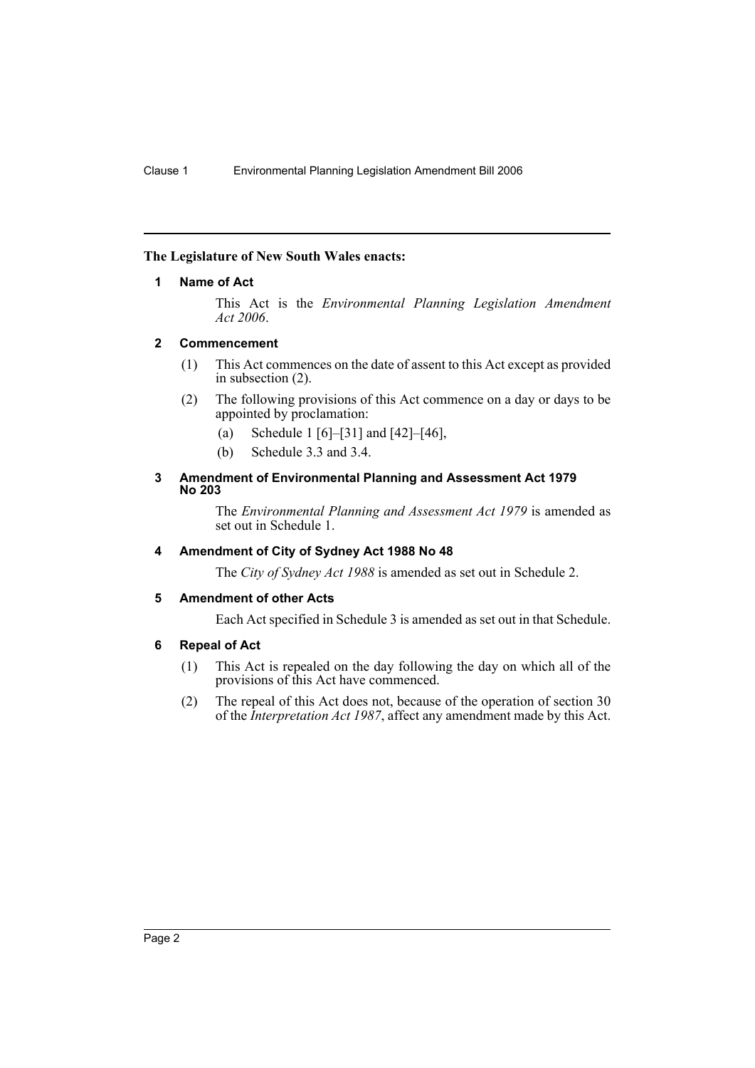**The Legislature of New South Wales enacts:**

## 1 Name of Act

This Act is the *Environmental Planning Legislation Amendment Act 2006*.

## 2 Commencement

(1) This Act commences on the date of assent to this Act except as provided in subsection (2).

(2) The following provisions of this Act commence on a day or days to be appointed by proclamation:

- (a) Schedule 1 [6]–[31] and [42]–[46],
- (b) Schedule 3.3 and 3.4.

## 3 Amendment of Environmental Planning and Assessment Act 1979 No 203

The *Environmental Planning and Assessment Act 1979* is amended as set out in Schedule 1.

## 4 Amendment of City of Sydney Act 1988 No 48

The *City of Sydney Act 1988* is amended as set out in Schedule 2.

## 5 Amendment of other Acts

Each Act specified in Schedule 3 is amended as set out in that Schedule.

## 6 Repeal of Act

(1) This Act is repealed on the day following the day on which all of the provisions of this Act have commenced.

(2) The repeal of this Act does not, because of the operation of section 30 of the *Interpretation Act 1987*, affect any amendment made by this Act.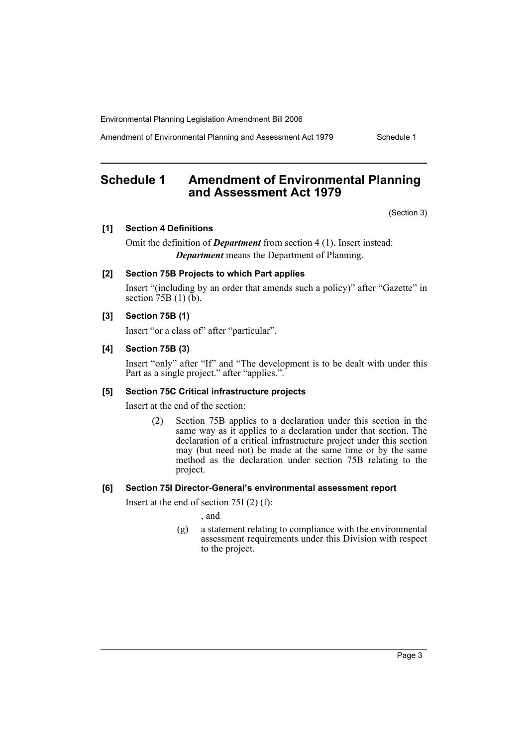# Schedule 1 Amendment of Environmental Planning and Assessment Act 1979

(Section 3)

## [1] Section 4 Definitions

Omit the definition of ***Department*** from section 4 (1). Insert instead:

***Department*** means the Department of Planning.

## [2] Section 75B Projects to which Part applies

Insert "(including by an order that amends such a policy)" after "Gazette" in section 75B (1) (b).

## [3] Section 75B (1)

Insert "or a class of" after "particular".

## [4] Section 75B (3)

Insert "only" after "If" and "The development is to be dealt with under this Part as a single project." after "applies.".

## [5] Section 75C Critical infrastructure projects

Insert at the end of the section:

(2) Section 75B applies to a declaration under this section in the same way as it applies to a declaration under that section. The declaration of a critical infrastructure project under this section may (but need not) be made at the same time or by the same method as the declaration under section 75B relating to the project.

## [6] Section 75I Director-General's environmental assessment report

Insert at the end of section 75I (2) (f):

, and

(g) a statement relating to compliance with the environmental assessment requirements under this Division with respect to the project.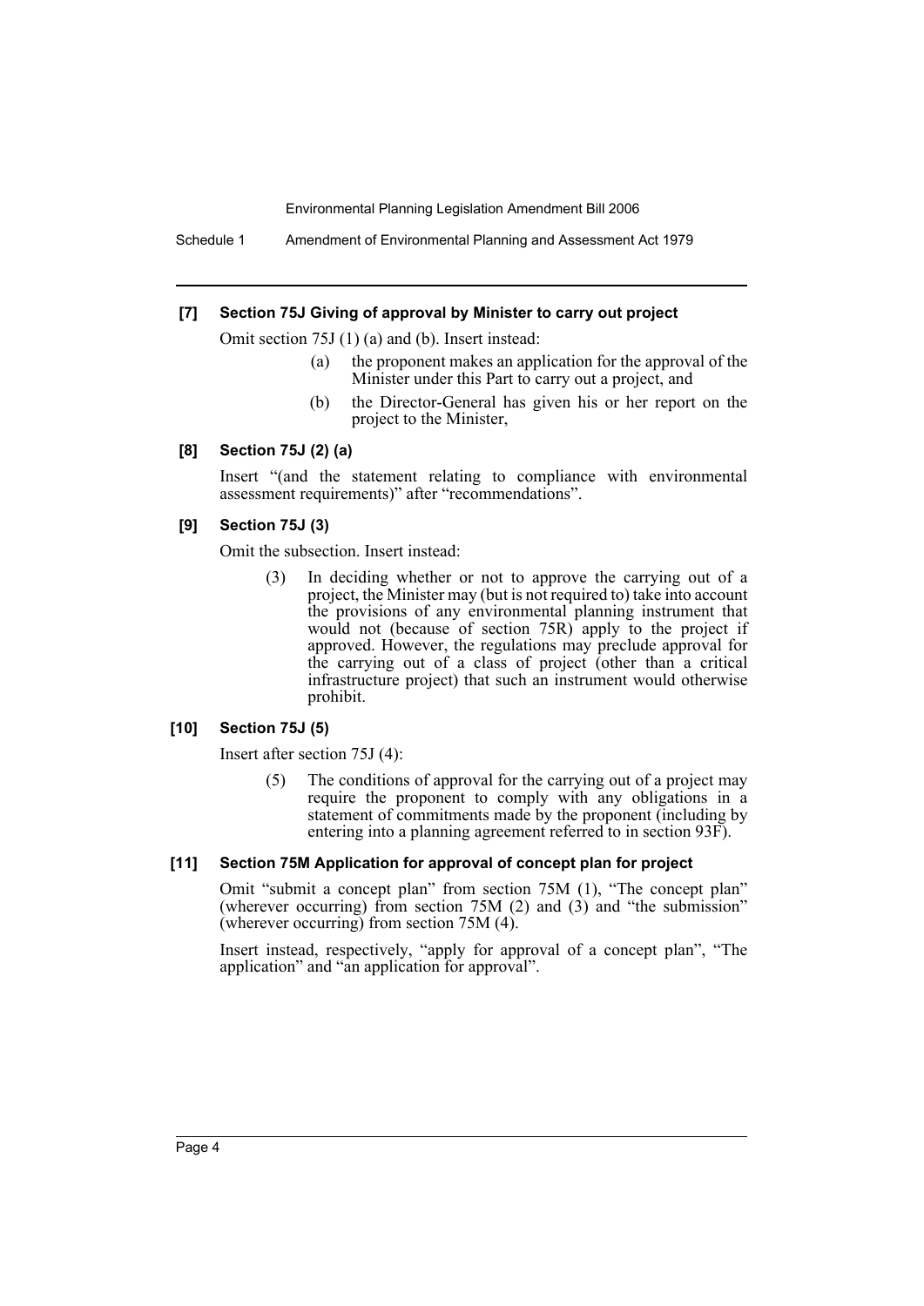#### [7] Section 75J Giving of approval by Minister to carry out project

Omit section 75J (1) (a) and (b). Insert instead:

> (a) the proponent makes an application for the approval of the Minister under this Part to carry out a project, and
>
> (b) the Director-General has given his or her report on the project to the Minister,

#### [8] Section 75J (2) (a)

Insert "(and the statement relating to compliance with environmental assessment requirements)" after "recommendations".

#### [9] Section 75J (3)

Omit the subsection. Insert instead:

> (3) In deciding whether or not to approve the carrying out of a project, the Minister may (but is not required to) take into account the provisions of any environmental planning instrument that would not (because of section 75R) apply to the project if approved. However, the regulations may preclude approval for the carrying out of a class of project (other than a critical infrastructure project) that such an instrument would otherwise prohibit.

#### [10] Section 75J (5)

Insert after section 75J (4):

> (5) The conditions of approval for the carrying out of a project may require the proponent to comply with any obligations in a statement of commitments made by the proponent (including by entering into a planning agreement referred to in section 93F).

#### [11] Section 75M Application for approval of concept plan for project

Omit "submit a concept plan" from section 75M (1), "The concept plan" (wherever occurring) from section 75M (2) and (3) and "the submission" (wherever occurring) from section 75M (4).

Insert instead, respectively, "apply for approval of a concept plan", "The application" and "an application for approval".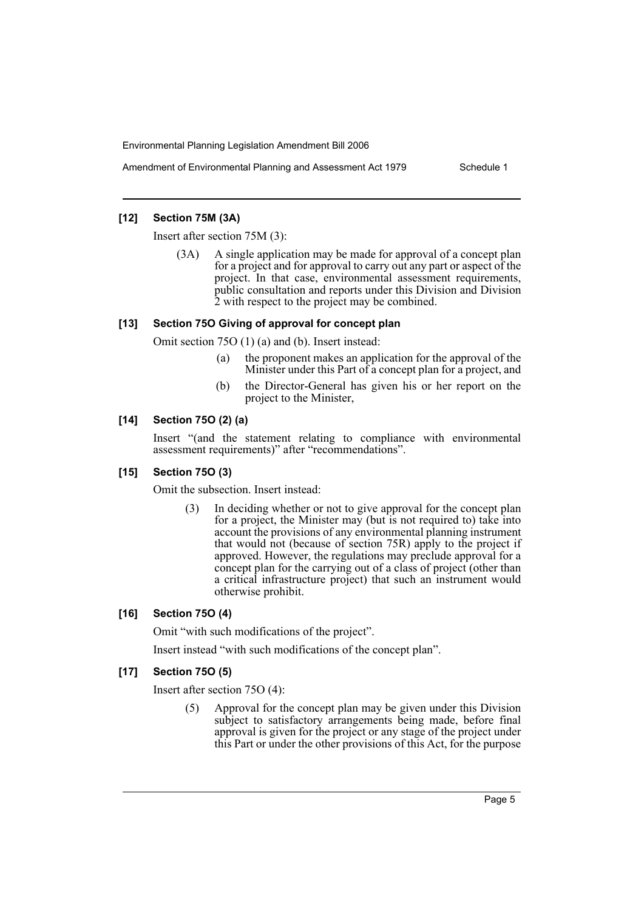### [12] Section 75M (3A)

Insert after section 75M (3):

> (3A) A single application may be made for approval of a concept plan for a project and for approval to carry out any part or aspect of the project. In that case, environmental assessment requirements, public consultation and reports under this Division and Division 2 with respect to the project may be combined.

### [13] Section 75O Giving of approval for concept plan

Omit section 75O (1) (a) and (b). Insert instead:

> (a) the proponent makes an application for the approval of the Minister under this Part of a concept plan for a project, and
>
> (b) the Director-General has given his or her report on the project to the Minister,

### [14] Section 75O (2) (a)

Insert "(and the statement relating to compliance with environmental assessment requirements)" after "recommendations".

### [15] Section 75O (3)

Omit the subsection. Insert instead:

> (3) In deciding whether or not to give approval for the concept plan for a project, the Minister may (but is not required to) take into account the provisions of any environmental planning instrument that would not (because of section 75R) apply to the project if approved. However, the regulations may preclude approval for a concept plan for the carrying out of a class of project (other than a critical infrastructure project) that such an instrument would otherwise prohibit.

### [16] Section 75O (4)

Omit "with such modifications of the project".

Insert instead "with such modifications of the concept plan".

### [17] Section 75O (5)

Insert after section 75O (4):

> (5) Approval for the concept plan may be given under this Division subject to satisfactory arrangements being made, before final approval is given for the project or any stage of the project under this Part or under the other provisions of this Act, for the purpose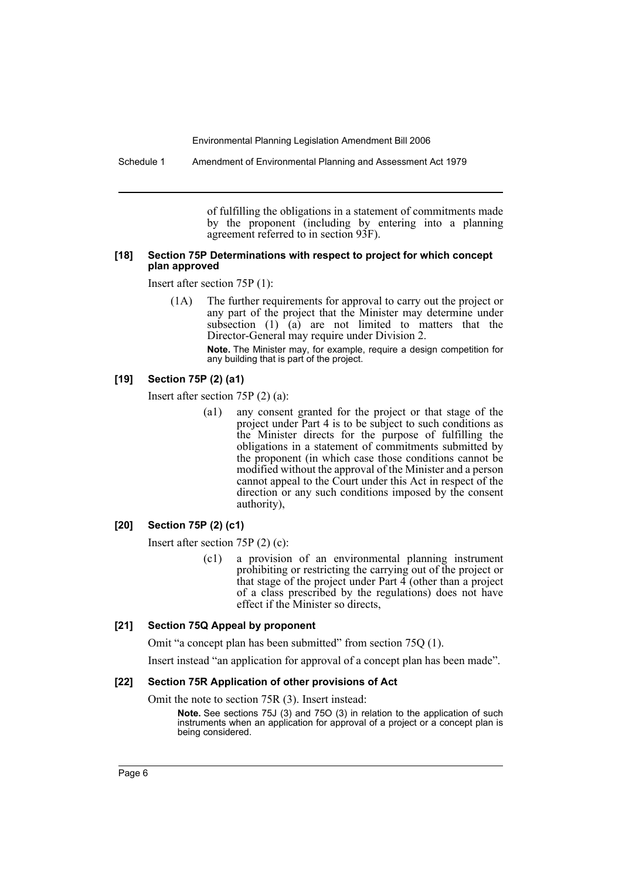of fulfilling the obligations in a statement of commitments made by the proponent (including by entering into a planning agreement referred to in section 93F).

#### [18] Section 75P Determinations with respect to project for which concept plan approved

Insert after section 75P (1):

(1A) The further requirements for approval to carry out the project or any part of the project that the Minister may determine under subsection (1) (a) are not limited to matters that the Director-General may require under Division 2.

**Note.** The Minister may, for example, require a design competition for any building that is part of the project.

#### [19] Section 75P (2) (a1)

Insert after section 75P (2) (a):

(a1) any consent granted for the project or that stage of the project under Part 4 is to be subject to such conditions as the Minister directs for the purpose of fulfilling the obligations in a statement of commitments submitted by the proponent (in which case those conditions cannot be modified without the approval of the Minister and a person cannot appeal to the Court under this Act in respect of the direction or any such conditions imposed by the consent authority),

#### [20] Section 75P (2) (c1)

Insert after section 75P (2) (c):

(c1) a provision of an environmental planning instrument prohibiting or restricting the carrying out of the project or that stage of the project under Part 4 (other than a project of a class prescribed by the regulations) does not have effect if the Minister so directs,

#### [21] Section 75Q Appeal by proponent

Omit "a concept plan has been submitted" from section 75Q (1).

Insert instead "an application for approval of a concept plan has been made".

#### [22] Section 75R Application of other provisions of Act

Omit the note to section 75R (3). Insert instead:

**Note.** See sections 75J (3) and 75O (3) in relation to the application of such instruments when an application for approval of a project or a concept plan is being considered.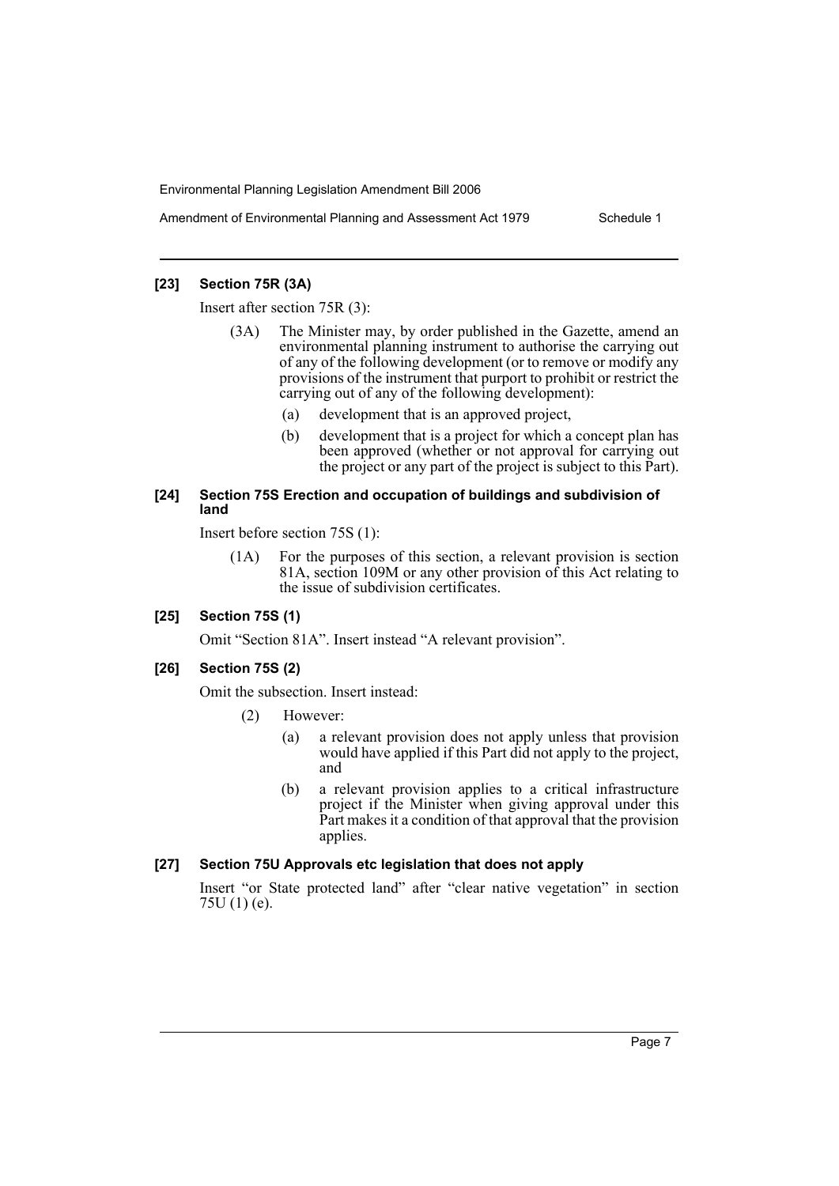**[23] Section 75R (3A)**

Insert after section 75R (3):

(3A) The Minister may, by order published in the Gazette, amend an environmental planning instrument to authorise the carrying out of any of the following development (or to remove or modify any provisions of the instrument that purport to prohibit or restrict the carrying out of any of the following development):

- (a) development that is an approved project,
- (b) development that is a project for which a concept plan has been approved (whether or not approval for carrying out the project or any part of the project is subject to this Part).

**[24] Section 75S Erection and occupation of buildings and subdivision of land**

Insert before section 75S (1):

(1A) For the purposes of this section, a relevant provision is section 81A, section 109M or any other provision of this Act relating to the issue of subdivision certificates.

**[25] Section 75S (1)**

Omit "Section 81A". Insert instead "A relevant provision".

**[26] Section 75S (2)**

Omit the subsection. Insert instead:

(2) However:

- (a) a relevant provision does not apply unless that provision would have applied if this Part did not apply to the project, and
- (b) a relevant provision applies to a critical infrastructure project if the Minister when giving approval under this Part makes it a condition of that approval that the provision applies.

**[27] Section 75U Approvals etc legislation that does not apply**

Insert "or State protected land" after "clear native vegetation" in section 75U (1) (e).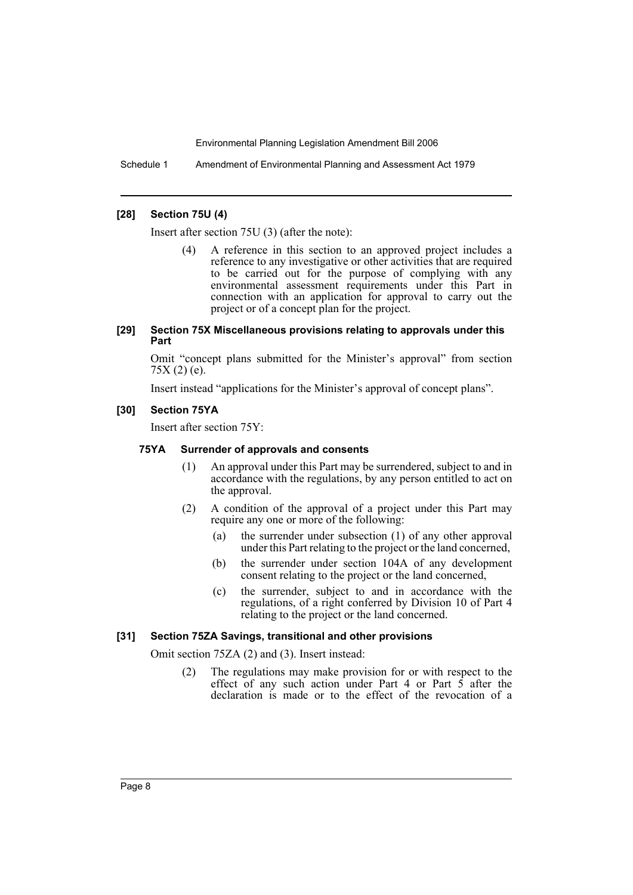#### [28] Section 75U (4)

Insert after section 75U (3) (after the note):

> (4) A reference in this section to an approved project includes a reference to any investigative or other activities that are required to be carried out for the purpose of complying with any environmental assessment requirements under this Part in connection with an application for approval to carry out the project or of a concept plan for the project.

#### [29] Section 75X Miscellaneous provisions relating to approvals under this Part

Omit "concept plans submitted for the Minister's approval" from section 75X (2) (e).

Insert instead "applications for the Minister's approval of concept plans".

#### [30] Section 75YA

Insert after section 75Y:

**75YA Surrender of approvals and consents**

> (1) An approval under this Part may be surrendered, subject to and in accordance with the regulations, by any person entitled to act on the approval.
>
> (2) A condition of the approval of a project under this Part may require any one or more of the following:
>
> (a) the surrender under subsection (1) of any other approval under this Part relating to the project or the land concerned,
>
> (b) the surrender under section 104A of any development consent relating to the project or the land concerned,
>
> (c) the surrender, subject to and in accordance with the regulations, of a right conferred by Division 10 of Part 4 relating to the project or the land concerned.

#### [31] Section 75ZA Savings, transitional and other provisions

Omit section 75ZA (2) and (3). Insert instead:

> (2) The regulations may make provision for or with respect to the effect of any such action under Part 4 or Part 5 after the declaration is made or to the effect of the revocation of a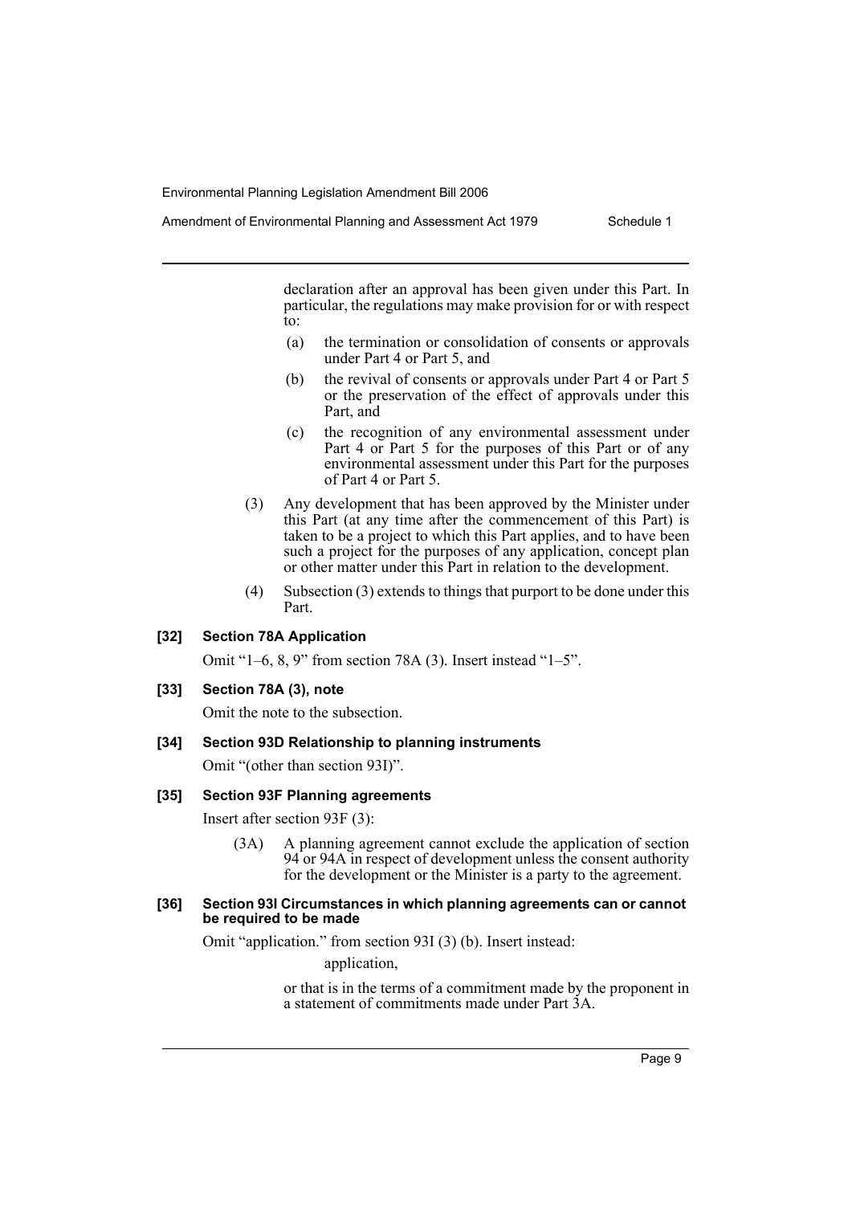declaration after an approval has been given under this Part. In particular, the regulations may make provision for or with respect to:

(a) the termination or consolidation of consents or approvals under Part 4 or Part 5, and

(b) the revival of consents or approvals under Part 4 or Part 5 or the preservation of the effect of approvals under this Part, and

(c) the recognition of any environmental assessment under Part 4 or Part 5 for the purposes of this Part or of any environmental assessment under this Part for the purposes of Part 4 or Part 5.

(3) Any development that has been approved by the Minister under this Part (at any time after the commencement of this Part) is taken to be a project to which this Part applies, and to have been such a project for the purposes of any application, concept plan or other matter under this Part in relation to the development.

(4) Subsection (3) extends to things that purport to be done under this Part.

**[32] Section 78A Application**

Omit "1–6, 8, 9" from section 78A (3). Insert instead "1–5".

**[33] Section 78A (3), note**

Omit the note to the subsection.

**[34] Section 93D Relationship to planning instruments**

Omit "(other than section 93I)".

**[35] Section 93F Planning agreements**

Insert after section 93F (3):

(3A) A planning agreement cannot exclude the application of section 94 or 94A in respect of development unless the consent authority for the development or the Minister is a party to the agreement.

**[36] Section 93I Circumstances in which planning agreements can or cannot be required to be made**

Omit "application." from section 93I (3) (b). Insert instead:

application,

or that is in the terms of a commitment made by the proponent in a statement of commitments made under Part 3A.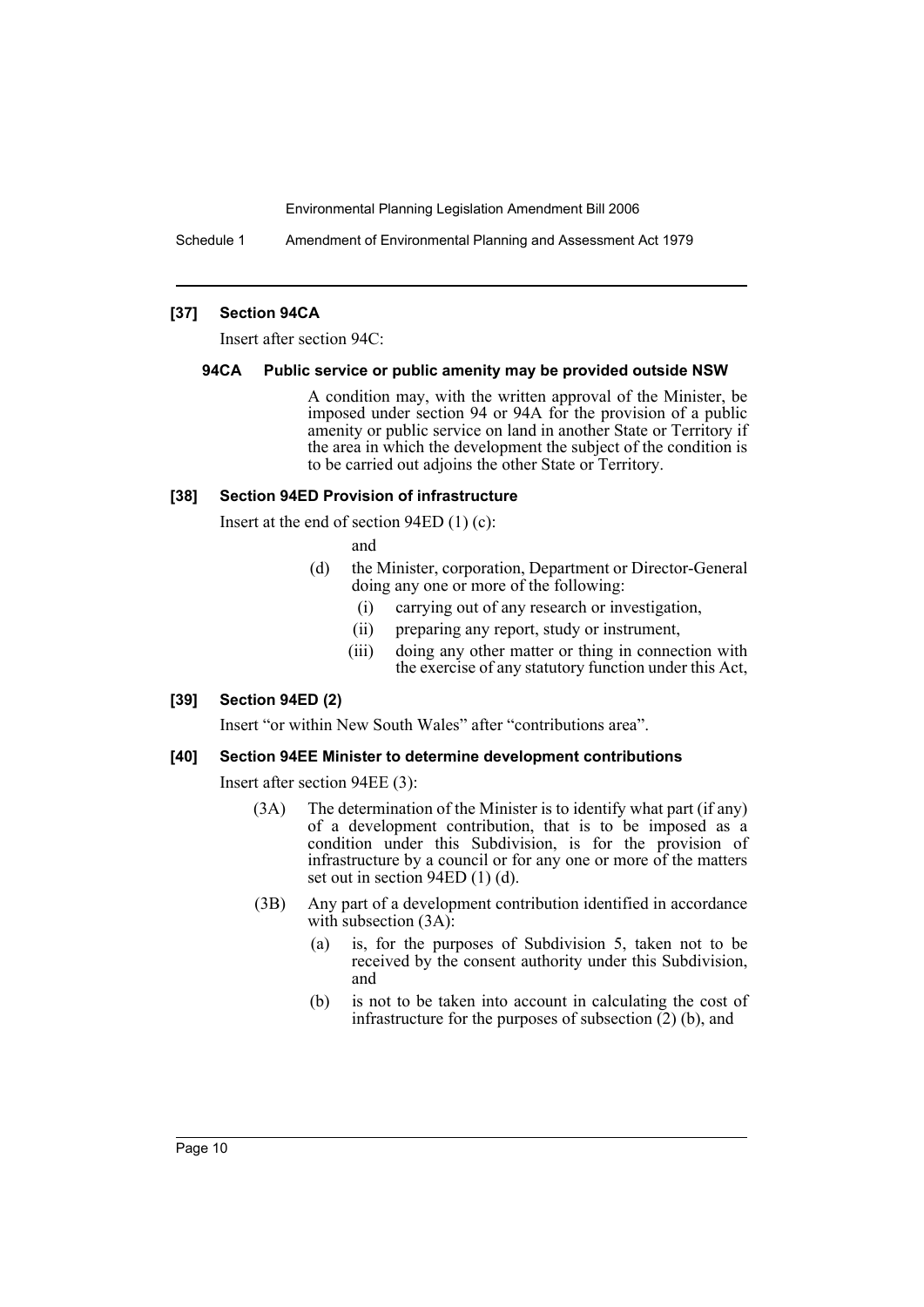### [37] Section 94CA

Insert after section 94C:

#### 94CA Public service or public amenity may be provided outside NSW

A condition may, with the written approval of the Minister, be imposed under section 94 or 94A for the provision of a public amenity or public service on land in another State or Territory if the area in which the development the subject of the condition is to be carried out adjoins the other State or Territory.

### [38] Section 94ED Provision of infrastructure

Insert at the end of section 94ED (1) (c):

and

(d) the Minister, corporation, Department or Director-General doing any one or more of the following:

(i) carrying out of any research or investigation,

(ii) preparing any report, study or instrument,

(iii) doing any other matter or thing in connection with the exercise of any statutory function under this Act,

### [39] Section 94ED (2)

Insert "or within New South Wales" after "contributions area".

### [40] Section 94EE Minister to determine development contributions

Insert after section 94EE (3):

(3A) The determination of the Minister is to identify what part (if any) of a development contribution, that is to be imposed as a condition under this Subdivision, is for the provision of infrastructure by a council or for any one or more of the matters set out in section 94ED (1) (d).

(3B) Any part of a development contribution identified in accordance with subsection (3A):

(a) is, for the purposes of Subdivision 5, taken not to be received by the consent authority under this Subdivision, and

(b) is not to be taken into account in calculating the cost of infrastructure for the purposes of subsection (2) (b), and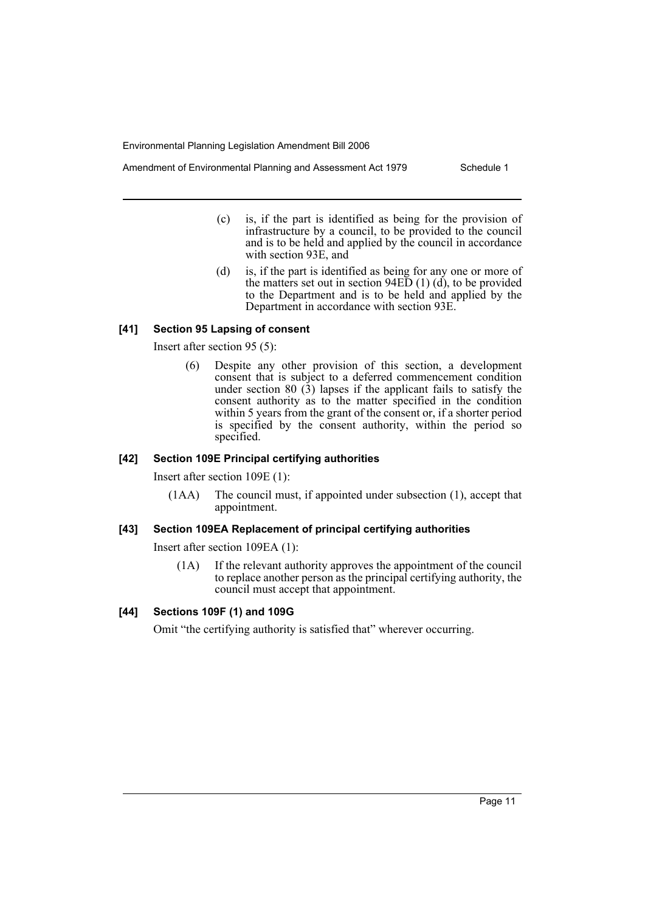(c) is, if the part is identified as being for the provision of infrastructure by a council, to be provided to the council and is to be held and applied by the council in accordance with section 93E, and

(d) is, if the part is identified as being for any one or more of the matters set out in section 94ED (1) (d), to be provided to the Department and is to be held and applied by the Department in accordance with section 93E.

#### [41] Section 95 Lapsing of consent

Insert after section 95 (5):

(6) Despite any other provision of this section, a development consent that is subject to a deferred commencement condition under section 80 (3) lapses if the applicant fails to satisfy the consent authority as to the matter specified in the condition within 5 years from the grant of the consent or, if a shorter period is specified by the consent authority, within the period so specified.

#### [42] Section 109E Principal certifying authorities

Insert after section 109E (1):

(1AA) The council must, if appointed under subsection (1), accept that appointment.

#### [43] Section 109EA Replacement of principal certifying authorities

Insert after section 109EA (1):

(1A) If the relevant authority approves the appointment of the council to replace another person as the principal certifying authority, the council must accept that appointment.

#### [44] Sections 109F (1) and 109G

Omit "the certifying authority is satisfied that" wherever occurring.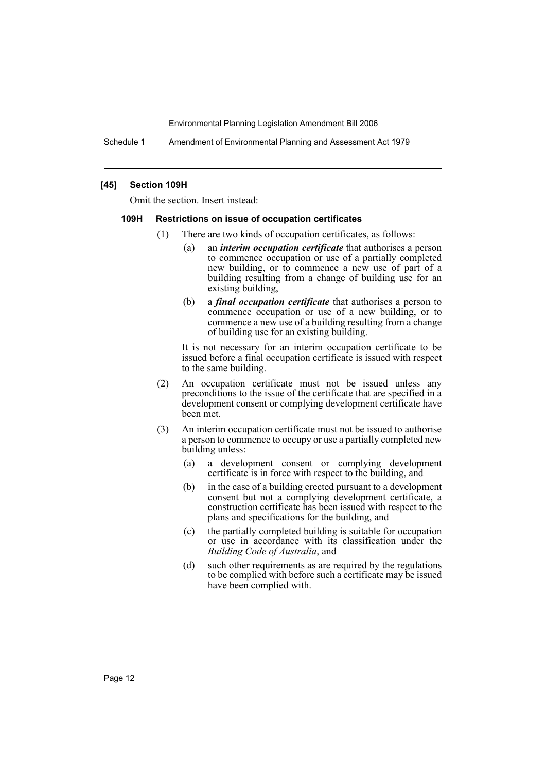### [45] Section 109H

Omit the section. Insert instead:

#### 109H Restrictions on issue of occupation certificates

(1) There are two kinds of occupation certificates, as follows:

(a) an ***interim occupation certificate*** that authorises a person to commence occupation or use of a partially completed new building, or to commence a new use of part of a building resulting from a change of building use for an existing building,

(b) a ***final occupation certificate*** that authorises a person to commence occupation or use of a new building, or to commence a new use of a building resulting from a change of building use for an existing building.

It is not necessary for an interim occupation certificate to be issued before a final occupation certificate is issued with respect to the same building.

(2) An occupation certificate must not be issued unless any preconditions to the issue of the certificate that are specified in a development consent or complying development certificate have been met.

(3) An interim occupation certificate must not be issued to authorise a person to commence to occupy or use a partially completed new building unless:

(a) a development consent or complying development certificate is in force with respect to the building, and

(b) in the case of a building erected pursuant to a development consent but not a complying development certificate, a construction certificate has been issued with respect to the plans and specifications for the building, and

(c) the partially completed building is suitable for occupation or use in accordance with its classification under the *Building Code of Australia*, and

(d) such other requirements as are required by the regulations to be complied with before such a certificate may be issued have been complied with.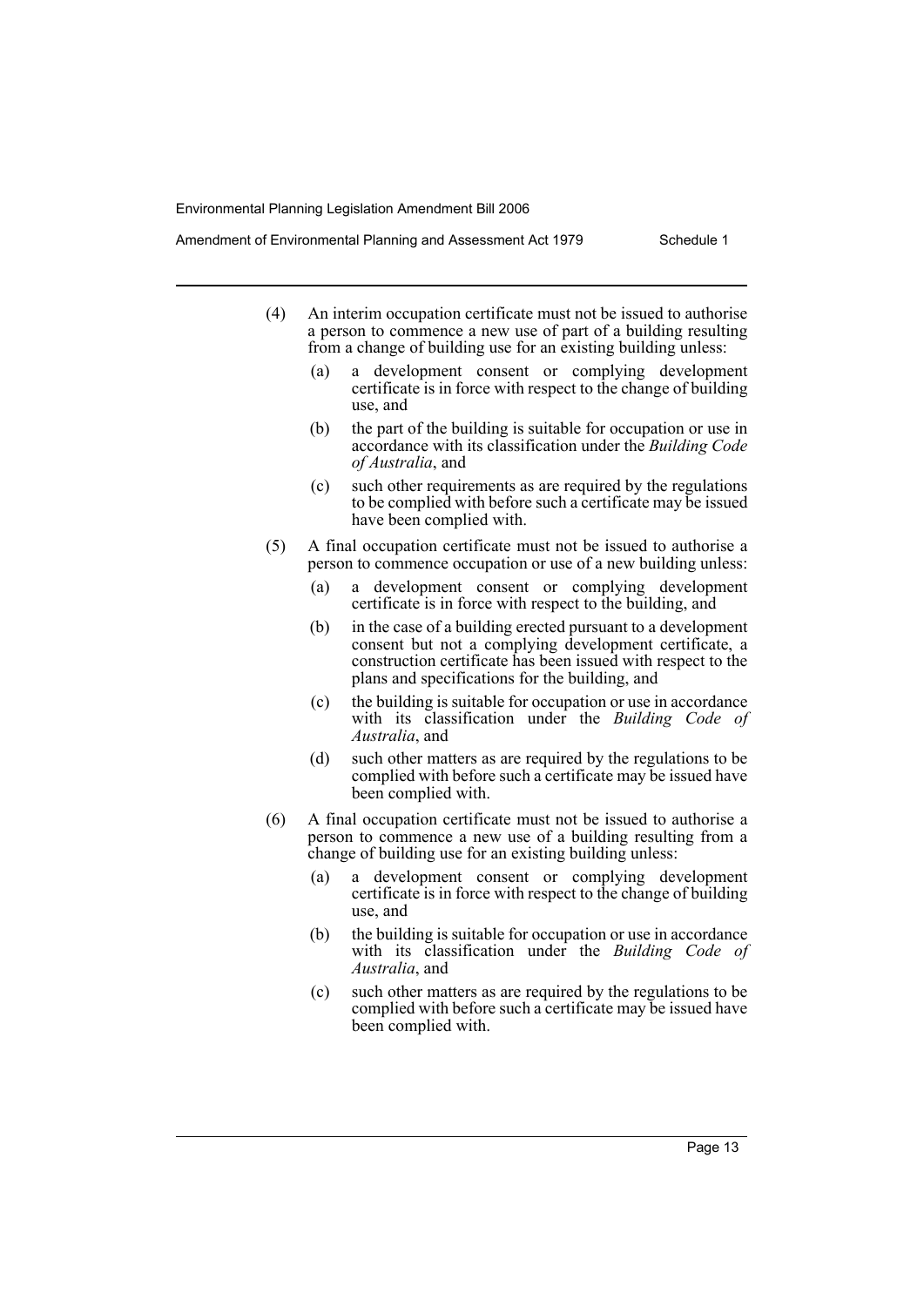(4) An interim occupation certificate must not be issued to authorise a person to commence a new use of part of a building resulting from a change of building use for an existing building unless:

(a) a development consent or complying development certificate is in force with respect to the change of building use, and

(b) the part of the building is suitable for occupation or use in accordance with its classification under the *Building Code of Australia*, and

(c) such other requirements as are required by the regulations to be complied with before such a certificate may be issued have been complied with.

(5) A final occupation certificate must not be issued to authorise a person to commence occupation or use of a new building unless:

(a) a development consent or complying development certificate is in force with respect to the building, and

(b) in the case of a building erected pursuant to a development consent but not a complying development certificate, a construction certificate has been issued with respect to the plans and specifications for the building, and

(c) the building is suitable for occupation or use in accordance with its classification under the *Building Code of Australia*, and

(d) such other matters as are required by the regulations to be complied with before such a certificate may be issued have been complied with.

(6) A final occupation certificate must not be issued to authorise a person to commence a new use of a building resulting from a change of building use for an existing building unless:

(a) a development consent or complying development certificate is in force with respect to the change of building use, and

(b) the building is suitable for occupation or use in accordance with its classification under the *Building Code of Australia*, and

(c) such other matters as are required by the regulations to be complied with before such a certificate may be issued have been complied with.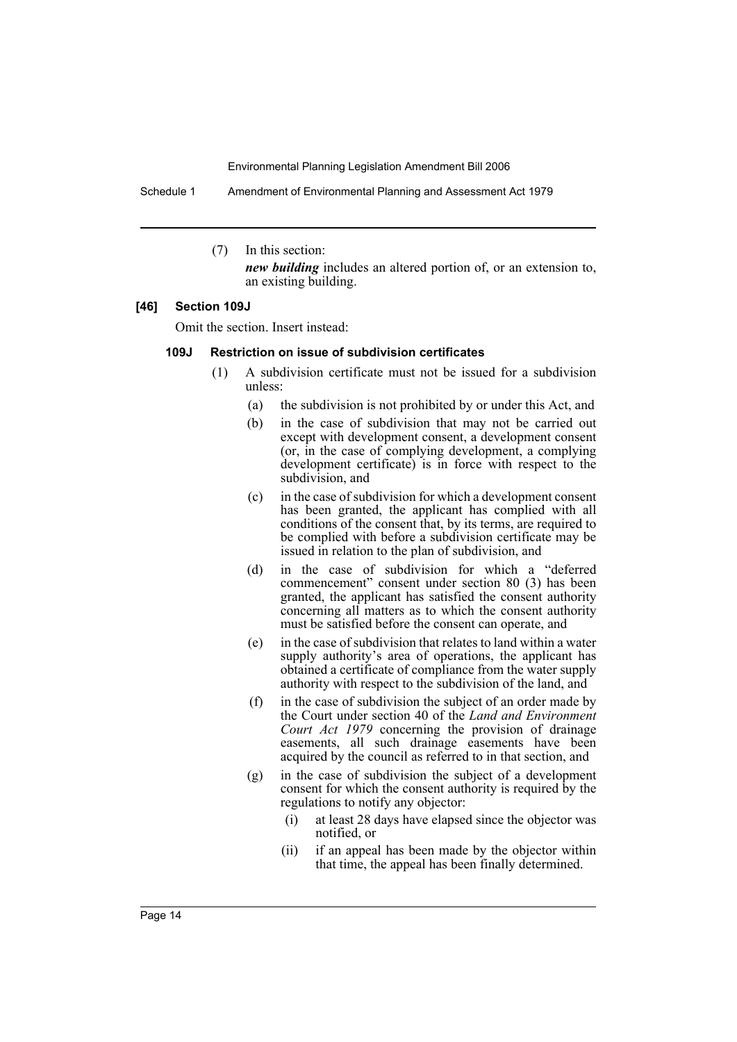(7) In this section:

*new building* includes an altered portion of, or an extension to, an existing building.

**[46] Section 109J**

Omit the section. Insert instead:

**109J Restriction on issue of subdivision certificates**

(1) A subdivision certificate must not be issued for a subdivision unless:

(a) the subdivision is not prohibited by or under this Act, and

(b) in the case of subdivision that may not be carried out except with development consent, a development consent (or, in the case of complying development, a complying development certificate) is in force with respect to the subdivision, and

(c) in the case of subdivision for which a development consent has been granted, the applicant has complied with all conditions of the consent that, by its terms, are required to be complied with before a subdivision certificate may be issued in relation to the plan of subdivision, and

(d) in the case of subdivision for which a "deferred commencement" consent under section 80 (3) has been granted, the applicant has satisfied the consent authority concerning all matters as to which the consent authority must be satisfied before the consent can operate, and

(e) in the case of subdivision that relates to land within a water supply authority's area of operations, the applicant has obtained a certificate of compliance from the water supply authority with respect to the subdivision of the land, and

(f) in the case of subdivision the subject of an order made by the Court under section 40 of the *Land and Environment Court Act 1979* concerning the provision of drainage easements, all such drainage easements have been acquired by the council as referred to in that section, and

(g) in the case of subdivision the subject of a development consent for which the consent authority is required by the regulations to notify any objector:

(i) at least 28 days have elapsed since the objector was notified, or

(ii) if an appeal has been made by the objector within that time, the appeal has been finally determined.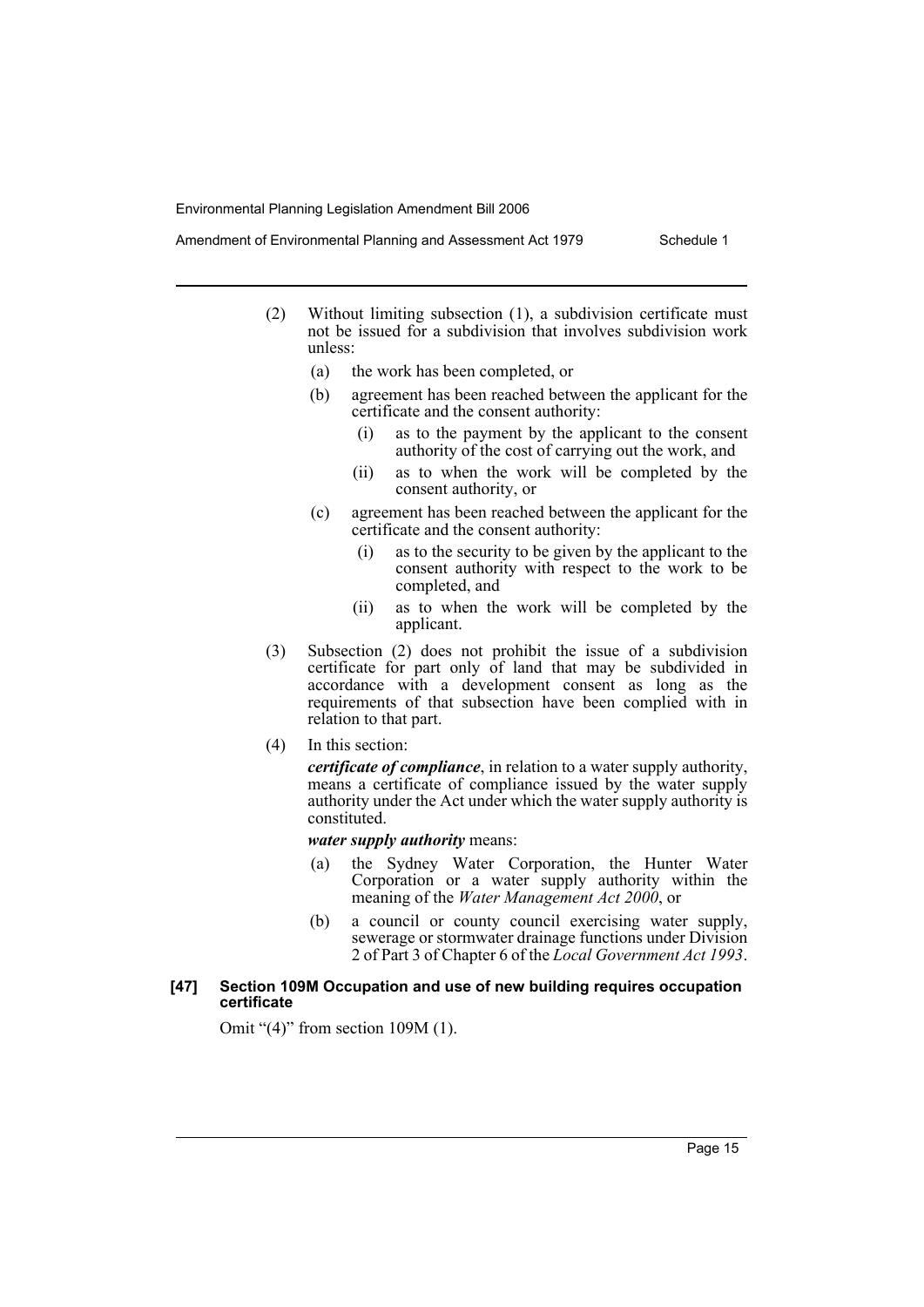(2) Without limiting subsection (1), a subdivision certificate must not be issued for a subdivision that involves subdivision work unless:

- (a) the work has been completed, or
- (b) agreement has been reached between the applicant for the certificate and the consent authority:
  - (i) as to the payment by the applicant to the consent authority of the cost of carrying out the work, and
  - (ii) as to when the work will be completed by the consent authority, or
- (c) agreement has been reached between the applicant for the certificate and the consent authority:
  - (i) as to the security to be given by the applicant to the consent authority with respect to the work to be completed, and
  - (ii) as to when the work will be completed by the applicant.

(3) Subsection (2) does not prohibit the issue of a subdivision certificate for part only of land that may be subdivided in accordance with a development consent as long as the requirements of that subsection have been complied with in relation to that part.

(4) In this section:

***certificate of compliance***, in relation to a water supply authority, means a certificate of compliance issued by the water supply authority under the Act under which the water supply authority is constituted.

***water supply authority*** means:

- (a) the Sydney Water Corporation, the Hunter Water Corporation or a water supply authority within the meaning of the *Water Management Act 2000*, or
- (b) a council or county council exercising water supply, sewerage or stormwater drainage functions under Division 2 of Part 3 of Chapter 6 of the *Local Government Act 1993*.

#### [47] Section 109M Occupation and use of new building requires occupation certificate

Omit "(4)" from section 109M (1).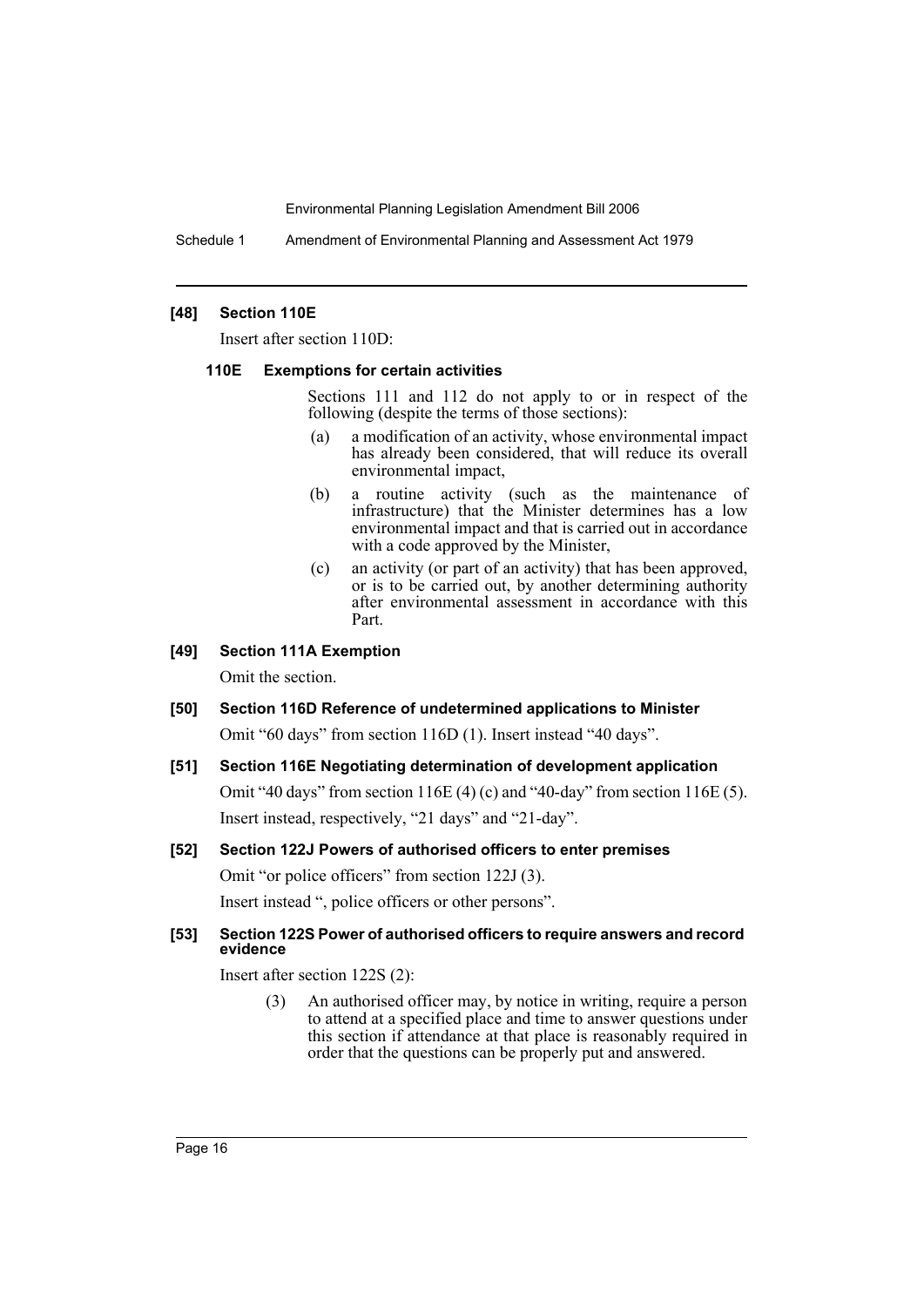### [48] Section 110E

Insert after section 110D:

#### 110E Exemptions for certain activities

Sections 111 and 112 do not apply to or in respect of the following (despite the terms of those sections):

- (a) a modification of an activity, whose environmental impact has already been considered, that will reduce its overall environmental impact,
- (b) a routine activity (such as the maintenance of infrastructure) that the Minister determines has a low environmental impact and that is carried out in accordance with a code approved by the Minister,
- (c) an activity (or part of an activity) that has been approved, or is to be carried out, by another determining authority after environmental assessment in accordance with this Part.

### [49] Section 111A Exemption

Omit the section.

### [50] Section 116D Reference of undetermined applications to Minister

Omit "60 days" from section 116D (1). Insert instead "40 days".

### [51] Section 116E Negotiating determination of development application

Omit "40 days" from section 116E (4) (c) and "40-day" from section 116E (5).

Insert instead, respectively, "21 days" and "21-day".

### [52] Section 122J Powers of authorised officers to enter premises

Omit "or police officers" from section 122J (3).

Insert instead ", police officers or other persons".

### [53] Section 122S Power of authorised officers to require answers and record evidence

Insert after section 122S (2):

(3) An authorised officer may, by notice in writing, require a person to attend at a specified place and time to answer questions under this section if attendance at that place is reasonably required in order that the questions can be properly put and answered.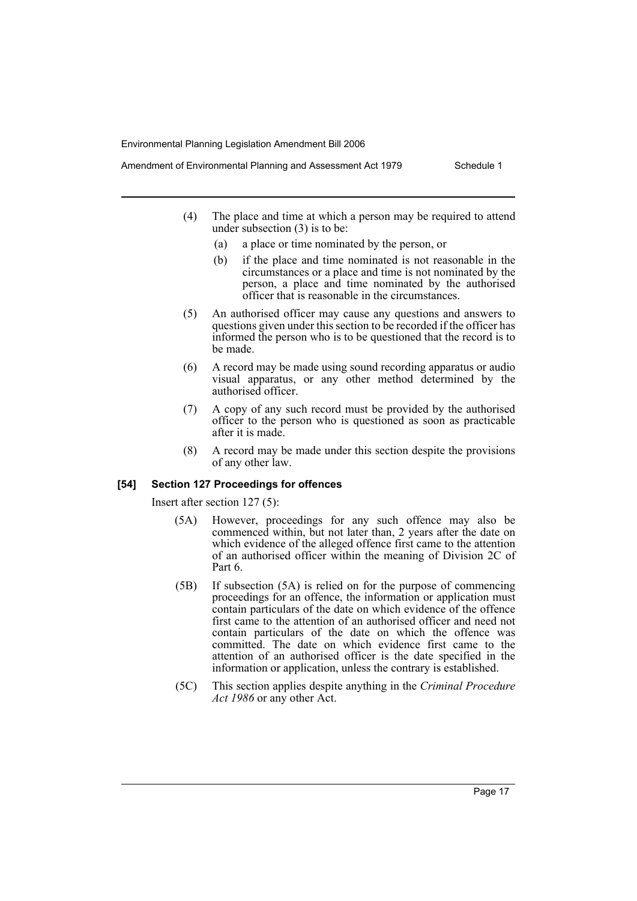(4) The place and time at which a person may be required to attend under subsection (3) is to be:

(a) a place or time nominated by the person, or

(b) if the place and time nominated is not reasonable in the circumstances or a place and time is not nominated by the person, a place and time nominated by the authorised officer that is reasonable in the circumstances.

(5) An authorised officer may cause any questions and answers to questions given under this section to be recorded if the officer has informed the person who is to be questioned that the record is to be made.

(6) A record may be made using sound recording apparatus or audio visual apparatus, or any other method determined by the authorised officer.

(7) A copy of any such record must be provided by the authorised officer to the person who is questioned as soon as practicable after it is made.

(8) A record may be made under this section despite the provisions of any other law.

### [54] Section 127 Proceedings for offences

Insert after section 127 (5):

(5A) However, proceedings for any such offence may also be commenced within, but not later than, 2 years after the date on which evidence of the alleged offence first came to the attention of an authorised officer within the meaning of Division 2C of Part 6.

(5B) If subsection (5A) is relied on for the purpose of commencing proceedings for an offence, the information or application must contain particulars of the date on which evidence of the offence first came to the attention of an authorised officer and need not contain particulars of the date on which the offence was committed. The date on which evidence first came to the attention of an authorised officer is the date specified in the information or application, unless the contrary is established.

(5C) This section applies despite anything in the *Criminal Procedure Act 1986* or any other Act.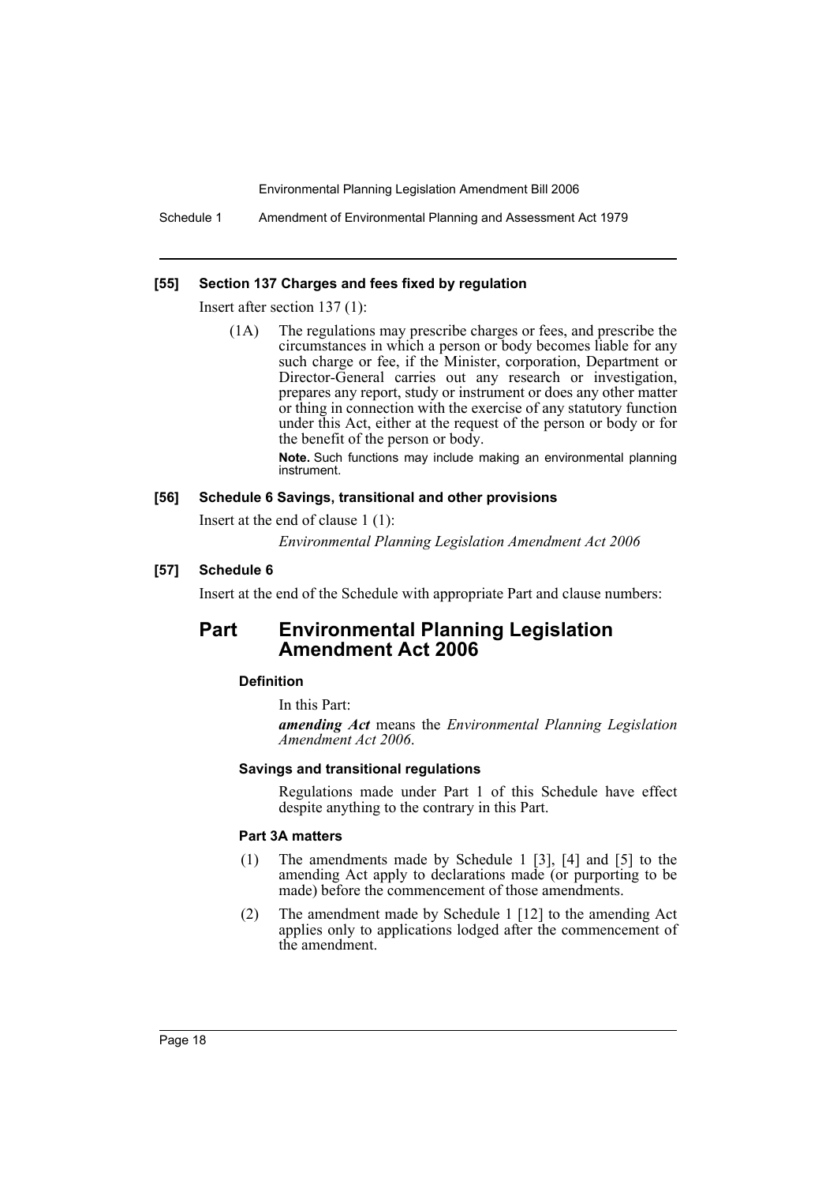### [55] Section 137 Charges and fees fixed by regulation

Insert after section 137 (1):

(1A) The regulations may prescribe charges or fees, and prescribe the circumstances in which a person or body becomes liable for any such charge or fee, if the Minister, corporation, Department or Director-General carries out any research or investigation, prepares any report, study or instrument or does any other matter or thing in connection with the exercise of any statutory function under this Act, either at the request of the person or body or for the benefit of the person or body.

**Note.** Such functions may include making an environmental planning instrument.

### [56] Schedule 6 Savings, transitional and other provisions

Insert at the end of clause 1 (1):

*Environmental Planning Legislation Amendment Act 2006*

### [57] Schedule 6

Insert at the end of the Schedule with appropriate Part and clause numbers:

## Part Environmental Planning Legislation Amendment Act 2006

#### Definition

In this Part:

***amending Act*** means the *Environmental Planning Legislation Amendment Act 2006*.

#### Savings and transitional regulations

Regulations made under Part 1 of this Schedule have effect despite anything to the contrary in this Part.

#### Part 3A matters

(1) The amendments made by Schedule 1 [3], [4] and [5] to the amending Act apply to declarations made (or purporting to be made) before the commencement of those amendments.

(2) The amendment made by Schedule 1 [12] to the amending Act applies only to applications lodged after the commencement of the amendment.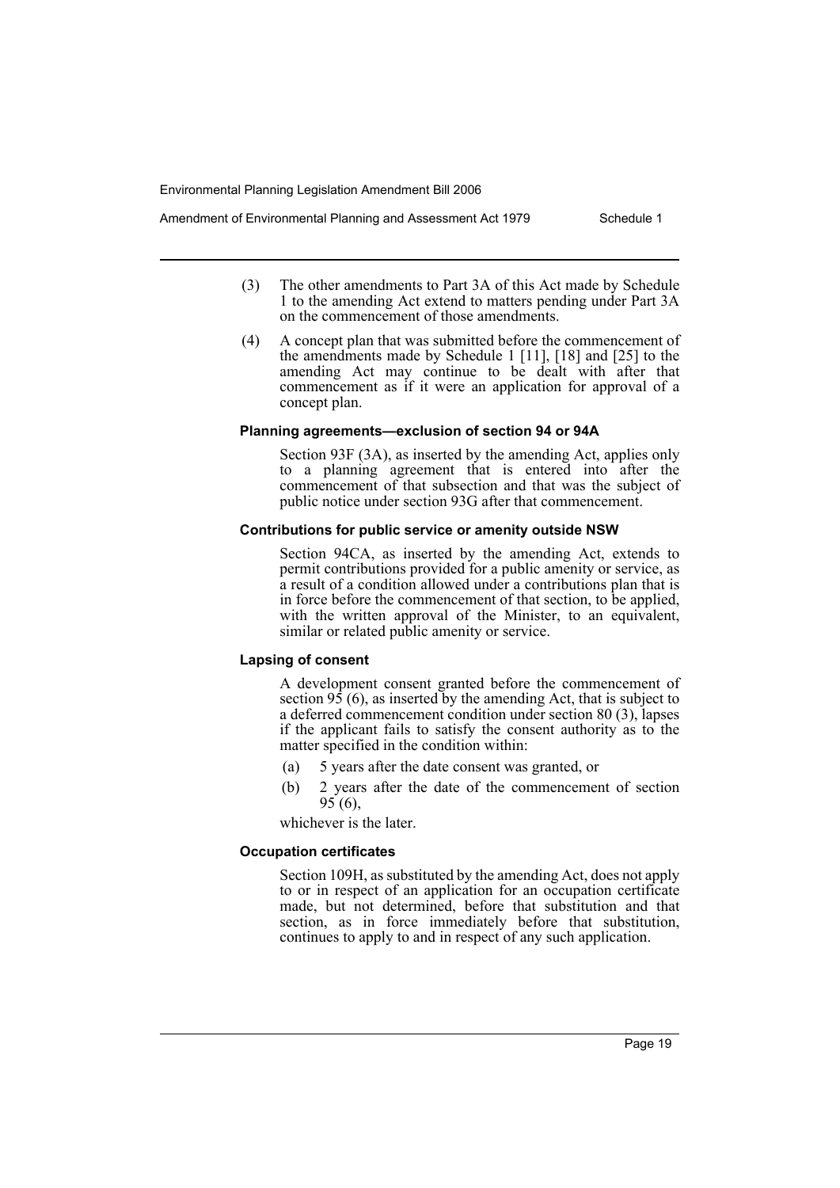(3) The other amendments to Part 3A of this Act made by Schedule 1 to the amending Act extend to matters pending under Part 3A on the commencement of those amendments.

(4) A concept plan that was submitted before the commencement of the amendments made by Schedule 1 [11], [18] and [25] to the amending Act may continue to be dealt with after that commencement as if it were an application for approval of a concept plan.

#### Planning agreements—exclusion of section 94 or 94A

Section 93F (3A), as inserted by the amending Act, applies only to a planning agreement that is entered into after the commencement of that subsection and that was the subject of public notice under section 93G after that commencement.

#### Contributions for public service or amenity outside NSW

Section 94CA, as inserted by the amending Act, extends to permit contributions provided for a public amenity or service, as a result of a condition allowed under a contributions plan that is in force before the commencement of that section, to be applied, with the written approval of the Minister, to an equivalent, similar or related public amenity or service.

#### Lapsing of consent

A development consent granted before the commencement of section 95 (6), as inserted by the amending Act, that is subject to a deferred commencement condition under section 80 (3), lapses if the applicant fails to satisfy the consent authority as to the matter specified in the condition within:

(a) 5 years after the date consent was granted, or

(b) 2 years after the date of the commencement of section 95 (6),

whichever is the later.

#### Occupation certificates

Section 109H, as substituted by the amending Act, does not apply to or in respect of an application for an occupation certificate made, but not determined, before that substitution and that section, as in force immediately before that substitution, continues to apply to and in respect of any such application.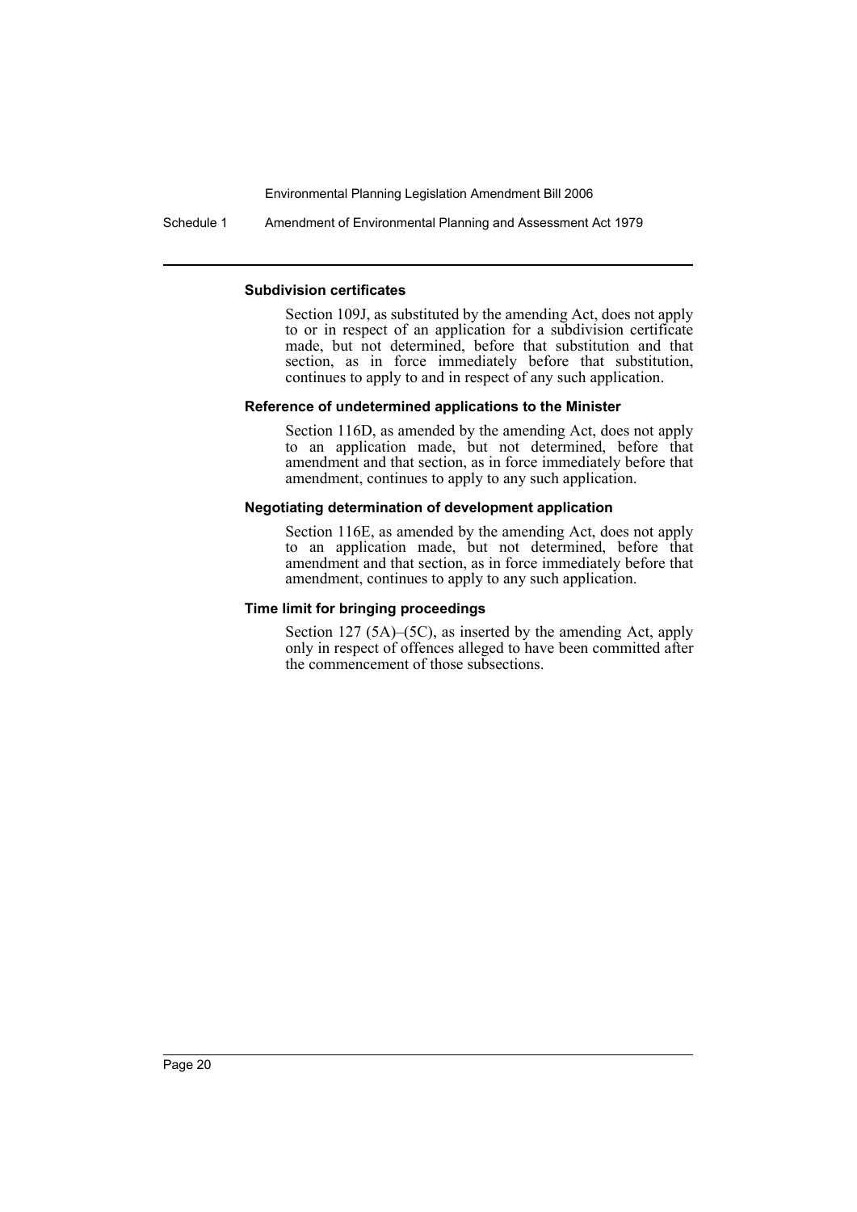#### Subdivision certificates

Section 109J, as substituted by the amending Act, does not apply to or in respect of an application for a subdivision certificate made, but not determined, before that substitution and that section, as in force immediately before that substitution, continues to apply to and in respect of any such application.

#### Reference of undetermined applications to the Minister

Section 116D, as amended by the amending Act, does not apply to an application made, but not determined, before that amendment and that section, as in force immediately before that amendment, continues to apply to any such application.

#### Negotiating determination of development application

Section 116E, as amended by the amending Act, does not apply to an application made, but not determined, before that amendment and that section, as in force immediately before that amendment, continues to apply to any such application.

#### Time limit for bringing proceedings

Section 127 (5A)–(5C), as inserted by the amending Act, apply only in respect of offences alleged to have been committed after the commencement of those subsections.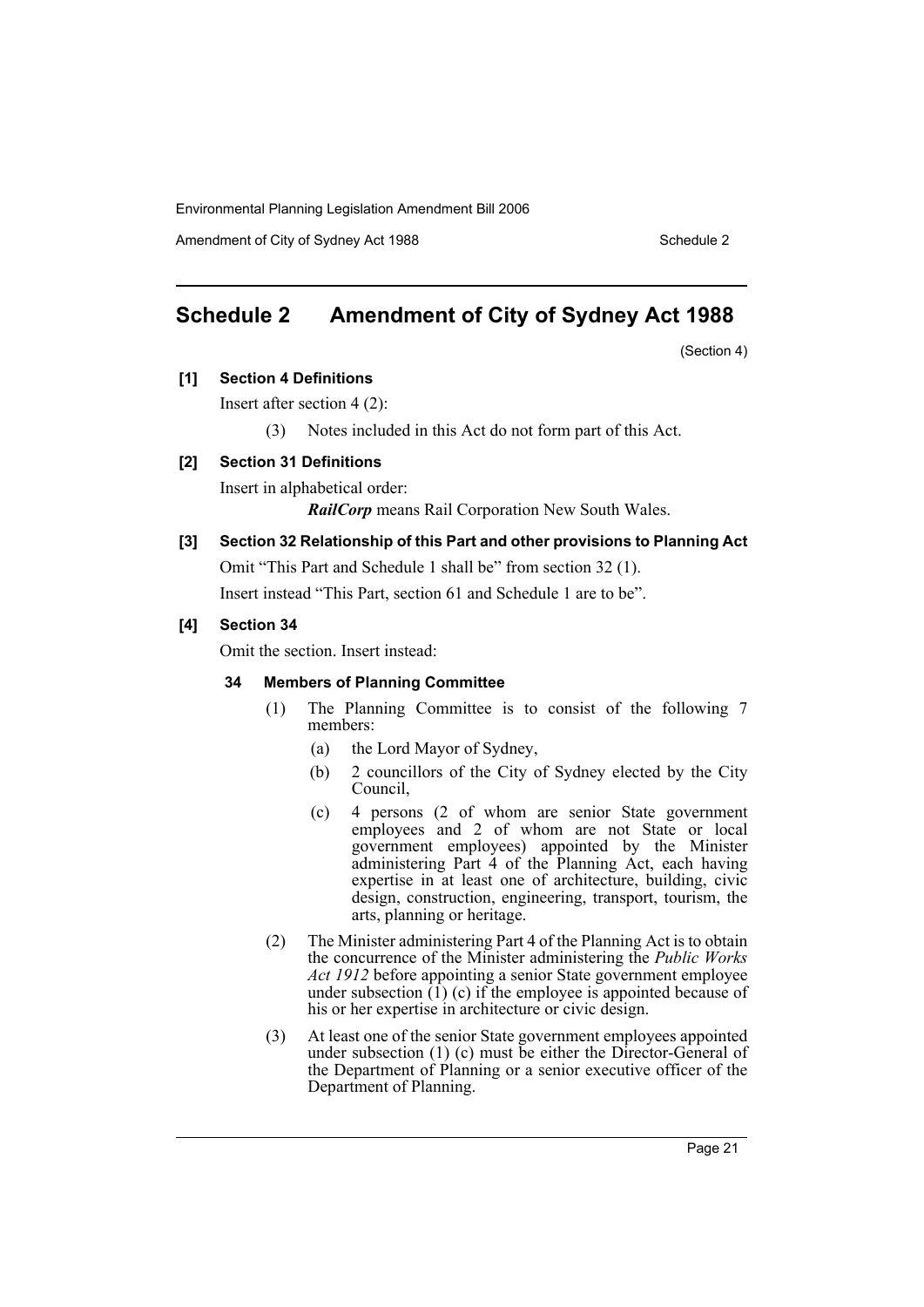# Schedule 2 Amendment of City of Sydney Act 1988

(Section 4)

### [1] Section 4 Definitions

Insert after section 4 (2):

(3) Notes included in this Act do not form part of this Act.

### [2] Section 31 Definitions

Insert in alphabetical order:

***RailCorp*** means Rail Corporation New South Wales.

### [3] Section 32 Relationship of this Part and other provisions to Planning Act

Omit "This Part and Schedule 1 shall be" from section 32 (1).

Insert instead "This Part, section 61 and Schedule 1 are to be".

### [4] Section 34

Omit the section. Insert instead:

#### 34 Members of Planning Committee

(1) The Planning Committee is to consist of the following 7 members:

(a) the Lord Mayor of Sydney,

(b) 2 councillors of the City of Sydney elected by the City Council,

(c) 4 persons (2 of whom are senior State government employees and 2 of whom are not State or local government employees) appointed by the Minister administering Part 4 of the Planning Act, each having expertise in at least one of architecture, building, civic design, construction, engineering, transport, tourism, the arts, planning or heritage.

(2) The Minister administering Part 4 of the Planning Act is to obtain the concurrence of the Minister administering the *Public Works Act 1912* before appointing a senior State government employee under subsection (1) (c) if the employee is appointed because of his or her expertise in architecture or civic design.

(3) At least one of the senior State government employees appointed under subsection (1) (c) must be either the Director-General of the Department of Planning or a senior executive officer of the Department of Planning.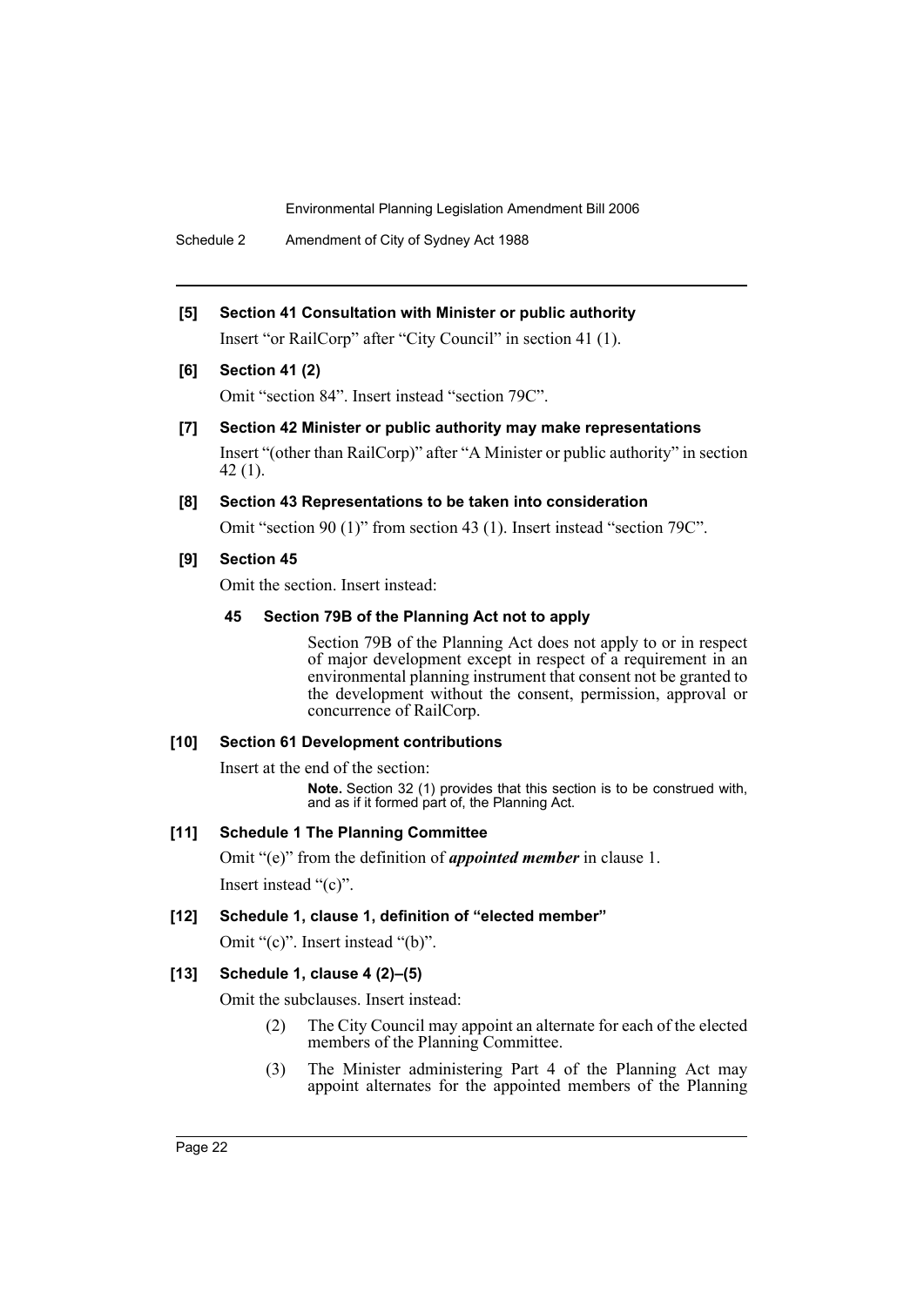**[5] Section 41 Consultation with Minister or public authority**

Insert "or RailCorp" after "City Council" in section 41 (1).

**[6] Section 41 (2)**

Omit "section 84". Insert instead "section 79C".

**[7] Section 42 Minister or public authority may make representations**

Insert "(other than RailCorp)" after "A Minister or public authority" in section 42 (1).

**[8] Section 43 Representations to be taken into consideration**

Omit "section 90 (1)" from section 43 (1). Insert instead "section 79C".

**[9] Section 45**

Omit the section. Insert instead:

**45 Section 79B of the Planning Act not to apply**

Section 79B of the Planning Act does not apply to or in respect of major development except in respect of a requirement in an environmental planning instrument that consent not be granted to the development without the consent, permission, approval or concurrence of RailCorp.

**[10] Section 61 Development contributions**

Insert at the end of the section:

**Note.** Section 32 (1) provides that this section is to be construed with, and as if it formed part of, the Planning Act.

**[11] Schedule 1 The Planning Committee**

Omit "(e)" from the definition of ***appointed member*** in clause 1.

Insert instead "(c)".

**[12] Schedule 1, clause 1, definition of "elected member"**

Omit "(c)". Insert instead "(b)".

**[13] Schedule 1, clause 4 (2)–(5)**

Omit the subclauses. Insert instead:

(2) The City Council may appoint an alternate for each of the elected members of the Planning Committee.

(3) The Minister administering Part 4 of the Planning Act may appoint alternates for the appointed members of the Planning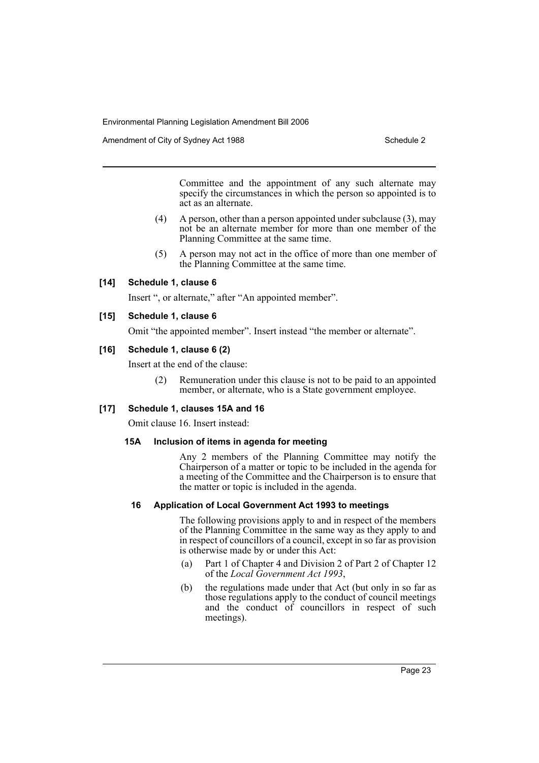Committee and the appointment of any such alternate may specify the circumstances in which the person so appointed is to act as an alternate.

(4) A person, other than a person appointed under subclause (3), may not be an alternate member for more than one member of the Planning Committee at the same time.

(5) A person may not act in the office of more than one member of the Planning Committee at the same time.

### [14] Schedule 1, clause 6

Insert ", or alternate," after "An appointed member".

### [15] Schedule 1, clause 6

Omit "the appointed member". Insert instead "the member or alternate".

### [16] Schedule 1, clause 6 (2)

Insert at the end of the clause:

(2) Remuneration under this clause is not to be paid to an appointed member, or alternate, who is a State government employee.

### [17] Schedule 1, clauses 15A and 16

Omit clause 16. Insert instead:

#### 15A Inclusion of items in agenda for meeting

Any 2 members of the Planning Committee may notify the Chairperson of a matter or topic to be included in the agenda for a meeting of the Committee and the Chairperson is to ensure that the matter or topic is included in the agenda.

#### 16 Application of Local Government Act 1993 to meetings

The following provisions apply to and in respect of the members of the Planning Committee in the same way as they apply to and in respect of councillors of a council, except in so far as provision is otherwise made by or under this Act:

(a) Part 1 of Chapter 4 and Division 2 of Part 2 of Chapter 12 of the *Local Government Act 1993*,

(b) the regulations made under that Act (but only in so far as those regulations apply to the conduct of council meetings and the conduct of councillors in respect of such meetings).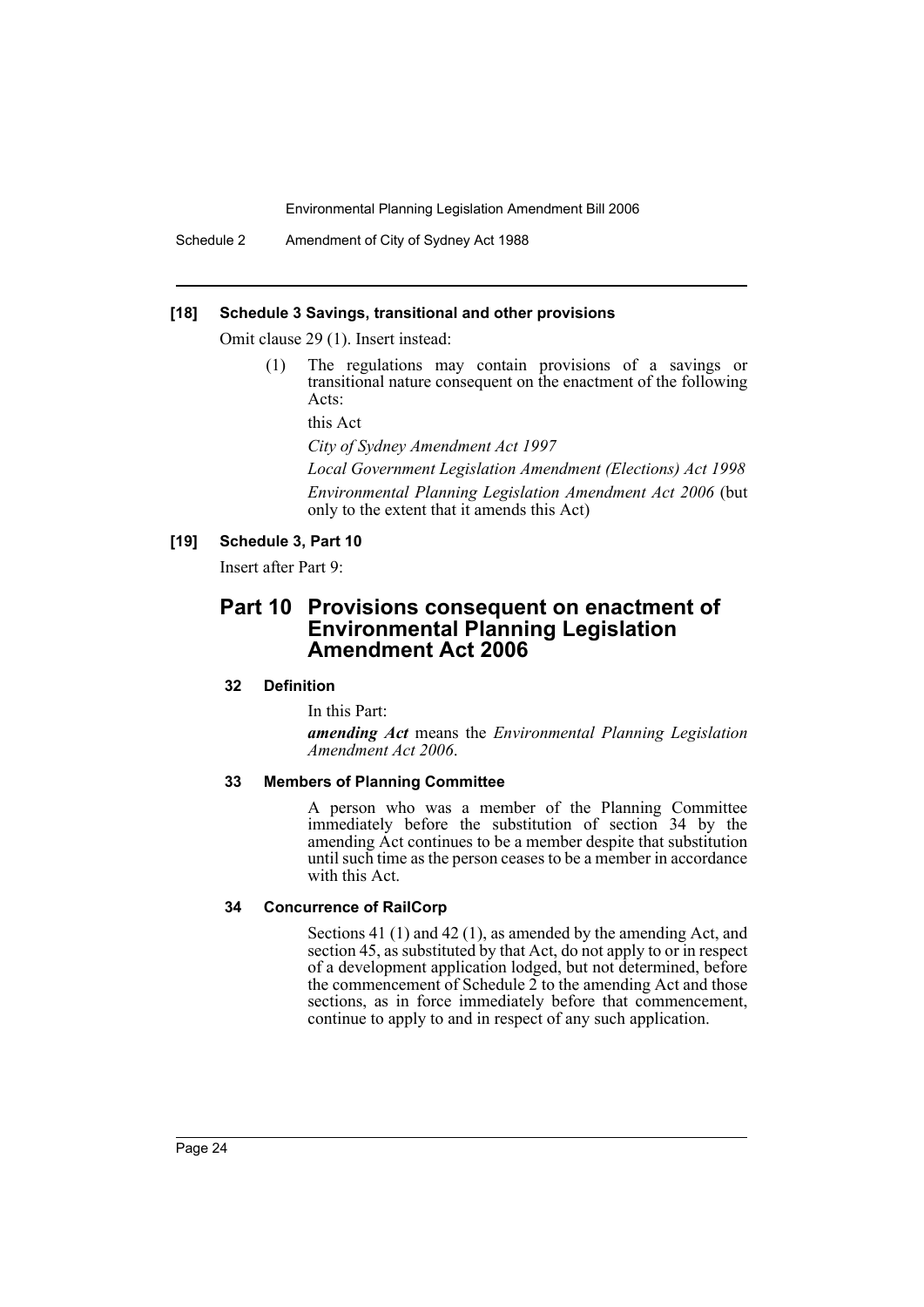#### [18] Schedule 3 Savings, transitional and other provisions

Omit clause 29 (1). Insert instead:

(1) The regulations may contain provisions of a savings or transitional nature consequent on the enactment of the following Acts:

this Act

*City of Sydney Amendment Act 1997*

*Local Government Legislation Amendment (Elections) Act 1998*

*Environmental Planning Legislation Amendment Act 2006* (but only to the extent that it amends this Act)

#### [19] Schedule 3, Part 10

Insert after Part 9:

## Part 10 Provisions consequent on enactment of Environmental Planning Legislation Amendment Act 2006

### 32 Definition

In this Part:

***amending Act*** means the *Environmental Planning Legislation Amendment Act 2006*.

### 33 Members of Planning Committee

A person who was a member of the Planning Committee immediately before the substitution of section 34 by the amending Act continues to be a member despite that substitution until such time as the person ceases to be a member in accordance with this Act.

### 34 Concurrence of RailCorp

Sections 41 (1) and 42 (1), as amended by the amending Act, and section 45, as substituted by that Act, do not apply to or in respect of a development application lodged, but not determined, before the commencement of Schedule 2 to the amending Act and those sections, as in force immediately before that commencement, continue to apply to and in respect of any such application.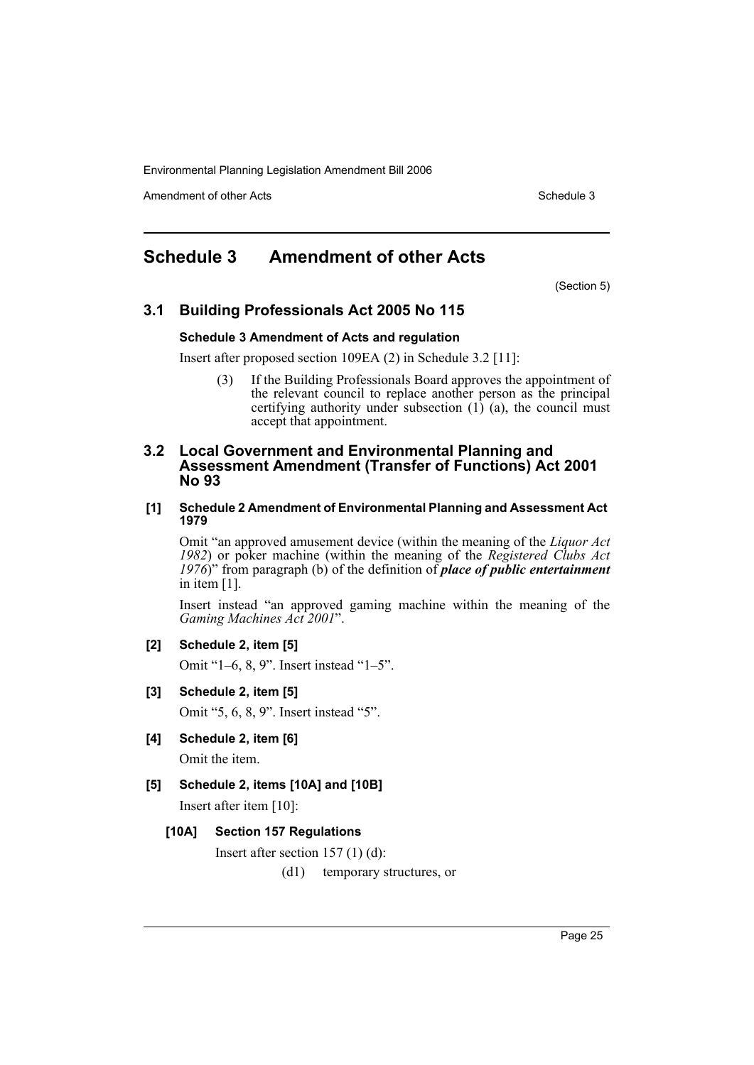# Schedule 3 Amendment of other Acts

(Section 5)

## 3.1 Building Professionals Act 2005 No 115

### Schedule 3 Amendment of Acts and regulation

Insert after proposed section 109EA (2) in Schedule 3.2 [11]:

> (3) If the Building Professionals Board approves the appointment of the relevant council to replace another person as the principal certifying authority under subsection (1) (a), the council must accept that appointment.

## 3.2 Local Government and Environmental Planning and Assessment Amendment (Transfer of Functions) Act 2001 No 93

### [1] Schedule 2 Amendment of Environmental Planning and Assessment Act 1979

Omit "an approved amusement device (within the meaning of the *Liquor Act 1982*) or poker machine (within the meaning of the *Registered Clubs Act 1976*)" from paragraph (b) of the definition of ***place of public entertainment*** in item [1].

Insert instead "an approved gaming machine within the meaning of the *Gaming Machines Act 2001*".

### [2] Schedule 2, item [5]

Omit "1–6, 8, 9". Insert instead "1–5".

### [3] Schedule 2, item [5]

Omit "5, 6, 8, 9". Insert instead "5".

### [4] Schedule 2, item [6]

Omit the item.

### [5] Schedule 2, items [10A] and [10B]

Insert after item [10]:

#### [10A] Section 157 Regulations

Insert after section 157 (1) (d):

> (d1) temporary structures, or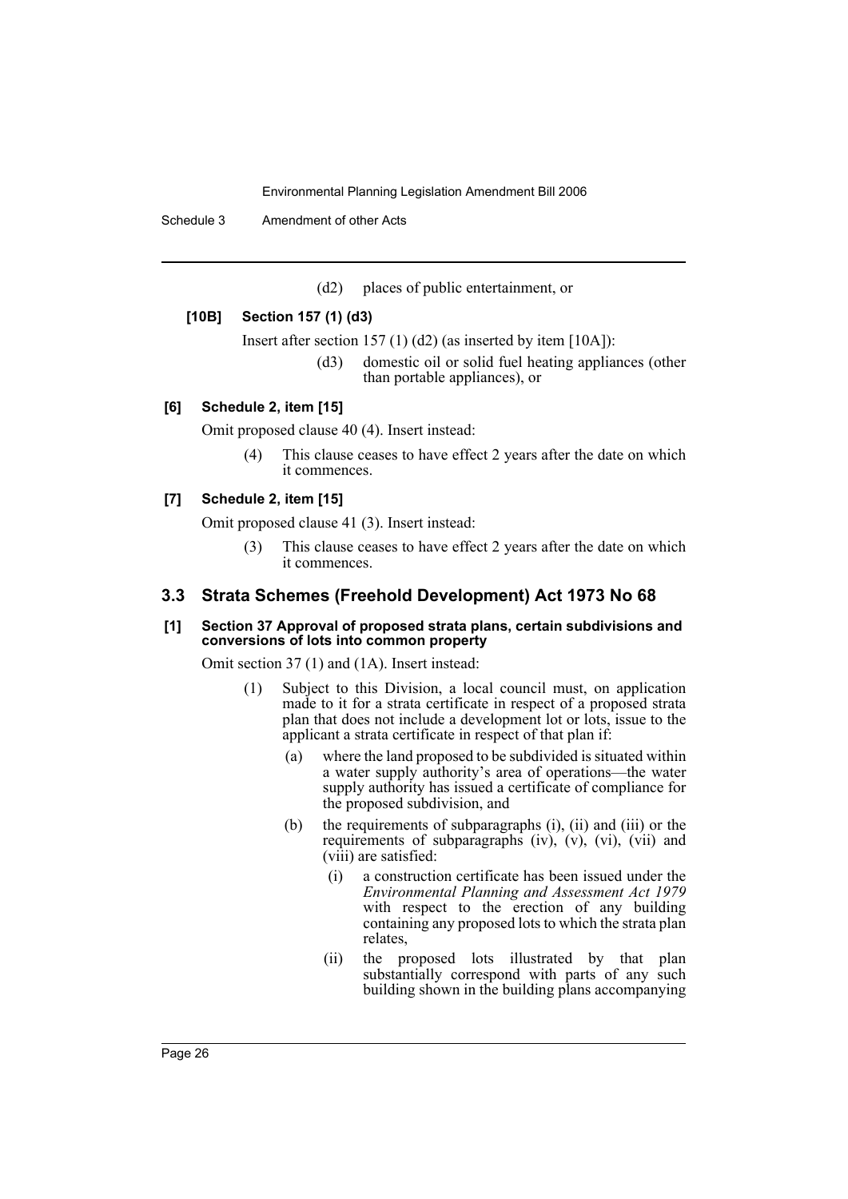(d2) places of public entertainment, or

**[10B] Section 157 (1) (d3)**

Insert after section 157 (1) (d2) (as inserted by item [10A]):

(d3) domestic oil or solid fuel heating appliances (other than portable appliances), or

**[6] Schedule 2, item [15]**

Omit proposed clause 40 (4). Insert instead:

(4) This clause ceases to have effect 2 years after the date on which it commences.

**[7] Schedule 2, item [15]**

Omit proposed clause 41 (3). Insert instead:

(3) This clause ceases to have effect 2 years after the date on which it commences.

## 3.3 Strata Schemes (Freehold Development) Act 1973 No 68

**[1] Section 37 Approval of proposed strata plans, certain subdivisions and conversions of lots into common property**

Omit section 37 (1) and (1A). Insert instead:

(1) Subject to this Division, a local council must, on application made to it for a strata certificate in respect of a proposed strata plan that does not include a development lot or lots, issue to the applicant a strata certificate in respect of that plan if:

(a) where the land proposed to be subdivided is situated within a water supply authority's area of operations—the water supply authority has issued a certificate of compliance for the proposed subdivision, and

(b) the requirements of subparagraphs (i), (ii) and (iii) or the requirements of subparagraphs (iv), (v), (vi), (vii) and (viii) are satisfied:

(i) a construction certificate has been issued under the *Environmental Planning and Assessment Act 1979* with respect to the erection of any building containing any proposed lots to which the strata plan relates,

(ii) the proposed lots illustrated by that plan substantially correspond with parts of any such building shown in the building plans accompanying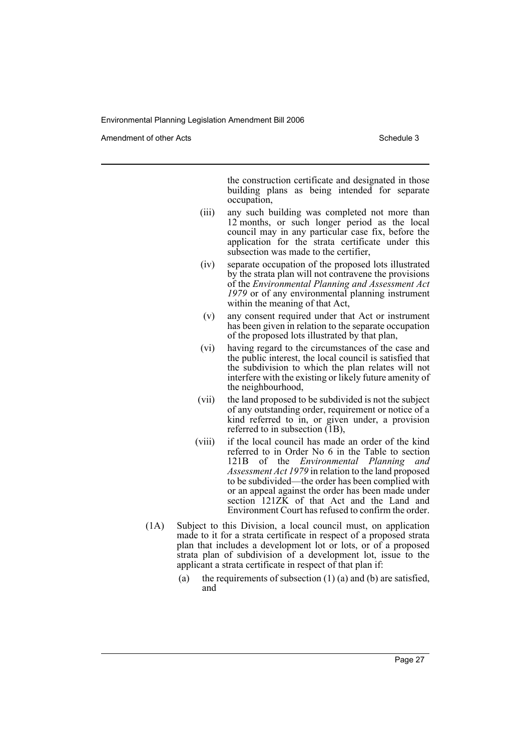the construction certificate and designated in those building plans as being intended for separate occupation,

(iii) any such building was completed not more than 12 months, or such longer period as the local council may in any particular case fix, before the application for the strata certificate under this subsection was made to the certifier,

(iv) separate occupation of the proposed lots illustrated by the strata plan will not contravene the provisions of the *Environmental Planning and Assessment Act 1979* or of any environmental planning instrument within the meaning of that Act,

(v) any consent required under that Act or instrument has been given in relation to the separate occupation of the proposed lots illustrated by that plan,

(vi) having regard to the circumstances of the case and the public interest, the local council is satisfied that the subdivision to which the plan relates will not interfere with the existing or likely future amenity of the neighbourhood,

(vii) the land proposed to be subdivided is not the subject of any outstanding order, requirement or notice of a kind referred to in, or given under, a provision referred to in subsection (1B),

(viii) if the local council has made an order of the kind referred to in Order No 6 in the Table to section 121B of the *Environmental Planning and Assessment Act 1979* in relation to the land proposed to be subdivided—the order has been complied with or an appeal against the order has been made under section 121ZK of that Act and the Land and Environment Court has refused to confirm the order.

(1A) Subject to this Division, a local council must, on application made to it for a strata certificate in respect of a proposed strata plan that includes a development lot or lots, or of a proposed strata plan of subdivision of a development lot, issue to the applicant a strata certificate in respect of that plan if:

(a) the requirements of subsection (1) (a) and (b) are satisfied, and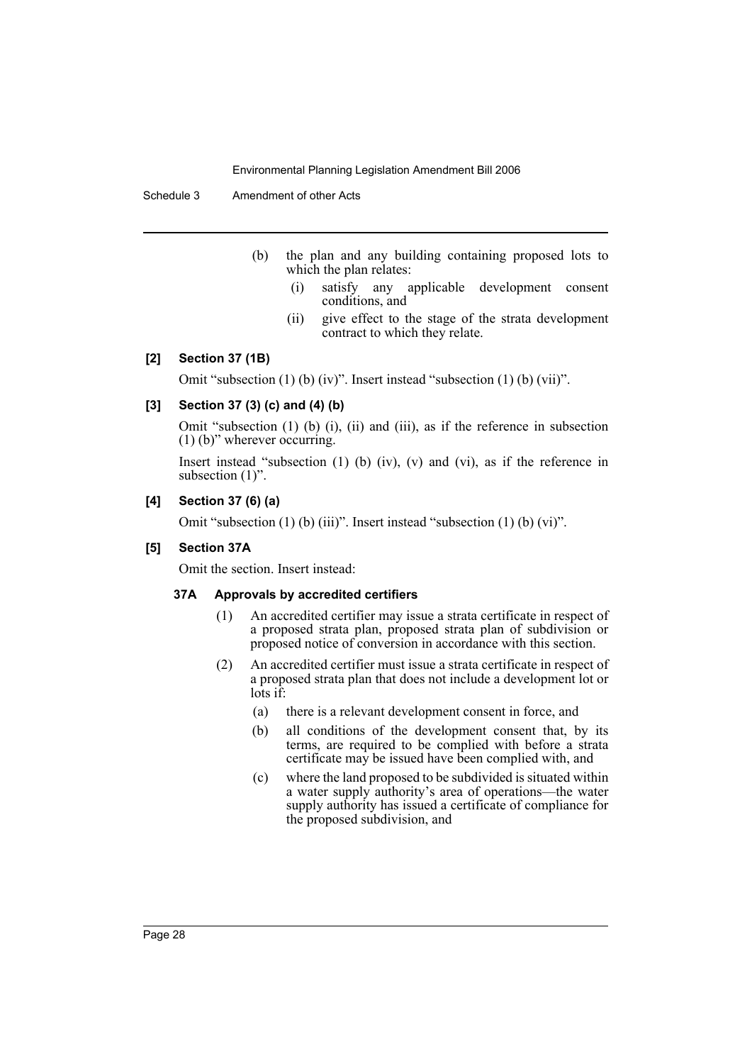(b) the plan and any building containing proposed lots to which the plan relates:

(i) satisfy any applicable development consent conditions, and

(ii) give effect to the stage of the strata development contract to which they relate.

**[2] Section 37 (1B)**

Omit "subsection (1) (b) (iv)". Insert instead "subsection (1) (b) (vii)".

**[3] Section 37 (3) (c) and (4) (b)**

Omit "subsection (1) (b) (i), (ii) and (iii), as if the reference in subsection (1) (b)" wherever occurring.

Insert instead "subsection (1) (b) (iv), (v) and (vi), as if the reference in subsection (1)".

**[4] Section 37 (6) (a)**

Omit "subsection (1) (b) (iii)". Insert instead "subsection (1) (b) (vi)".

**[5] Section 37A**

Omit the section. Insert instead:

**37A Approvals by accredited certifiers**

(1) An accredited certifier may issue a strata certificate in respect of a proposed strata plan, proposed strata plan of subdivision or proposed notice of conversion in accordance with this section.

(2) An accredited certifier must issue a strata certificate in respect of a proposed strata plan that does not include a development lot or lots if:

(a) there is a relevant development consent in force, and

(b) all conditions of the development consent that, by its terms, are required to be complied with before a strata certificate may be issued have been complied with, and

(c) where the land proposed to be subdivided is situated within a water supply authority's area of operations—the water supply authority has issued a certificate of compliance for the proposed subdivision, and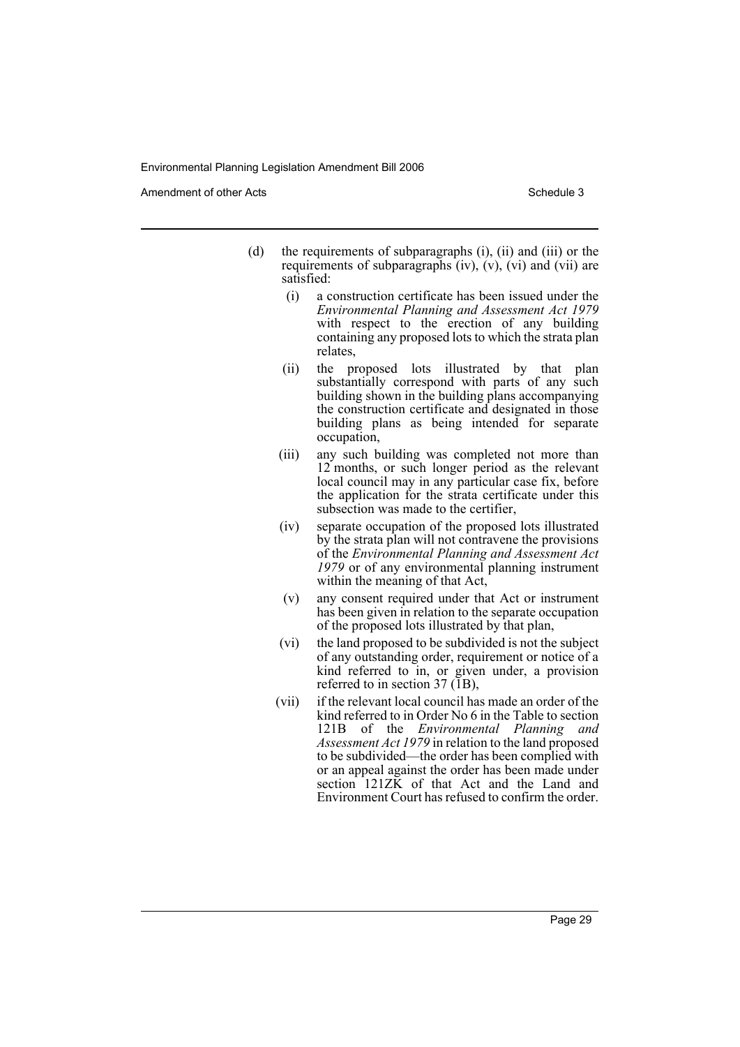(d) the requirements of subparagraphs (i), (ii) and (iii) or the requirements of subparagraphs (iv), (v), (vi) and (vii) are satisfied:

(i) a construction certificate has been issued under the *Environmental Planning and Assessment Act 1979* with respect to the erection of any building containing any proposed lots to which the strata plan relates,

(ii) the proposed lots illustrated by that plan substantially correspond with parts of any such building shown in the building plans accompanying the construction certificate and designated in those building plans as being intended for separate occupation,

(iii) any such building was completed not more than 12 months, or such longer period as the relevant local council may in any particular case fix, before the application for the strata certificate under this subsection was made to the certifier,

(iv) separate occupation of the proposed lots illustrated by the strata plan will not contravene the provisions of the *Environmental Planning and Assessment Act 1979* or of any environmental planning instrument within the meaning of that Act,

(v) any consent required under that Act or instrument has been given in relation to the separate occupation of the proposed lots illustrated by that plan,

(vi) the land proposed to be subdivided is not the subject of any outstanding order, requirement or notice of a kind referred to in, or given under, a provision referred to in section 37 (1B),

(vii) if the relevant local council has made an order of the kind referred to in Order No 6 in the Table to section 121B of the *Environmental Planning and Assessment Act 1979* in relation to the land proposed to be subdivided—the order has been complied with or an appeal against the order has been made under section 121ZK of that Act and the Land and Environment Court has refused to confirm the order.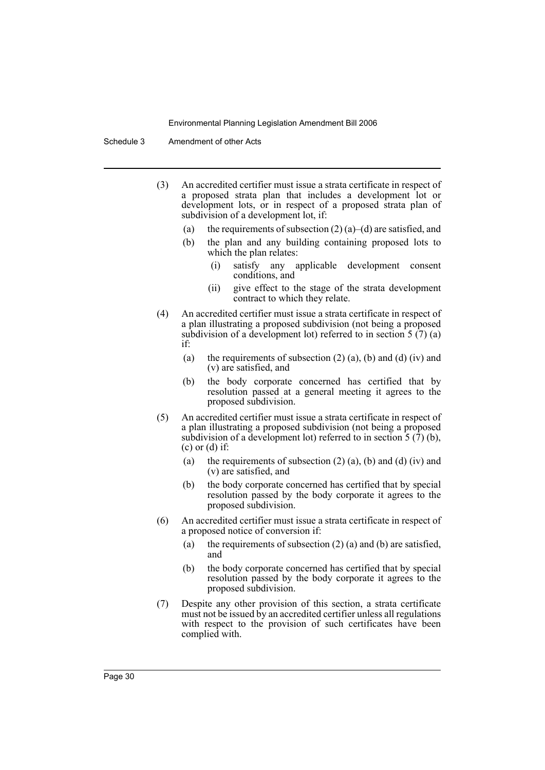(3) An accredited certifier must issue a strata certificate in respect of a proposed strata plan that includes a development lot or development lots, or in respect of a proposed strata plan of subdivision of a development lot, if:

   (a) the requirements of subsection (2) (a)–(d) are satisfied, and

   (b) the plan and any building containing proposed lots to which the plan relates:

      (i) satisfy any applicable development consent conditions, and

      (ii) give effect to the stage of the strata development contract to which they relate.

(4) An accredited certifier must issue a strata certificate in respect of a plan illustrating a proposed subdivision (not being a proposed subdivision of a development lot) referred to in section 5 (7) (a) if:

   (a) the requirements of subsection (2) (a), (b) and (d) (iv) and (v) are satisfied, and

   (b) the body corporate concerned has certified that by resolution passed at a general meeting it agrees to the proposed subdivision.

(5) An accredited certifier must issue a strata certificate in respect of a plan illustrating a proposed subdivision (not being a proposed subdivision of a development lot) referred to in section 5 (7) (b), (c) or (d) if:

   (a) the requirements of subsection (2) (a), (b) and (d) (iv) and (v) are satisfied, and

   (b) the body corporate concerned has certified that by special resolution passed by the body corporate it agrees to the proposed subdivision.

(6) An accredited certifier must issue a strata certificate in respect of a proposed notice of conversion if:

   (a) the requirements of subsection (2) (a) and (b) are satisfied, and

   (b) the body corporate concerned has certified that by special resolution passed by the body corporate it agrees to the proposed subdivision.

(7) Despite any other provision of this section, a strata certificate must not be issued by an accredited certifier unless all regulations with respect to the provision of such certificates have been complied with.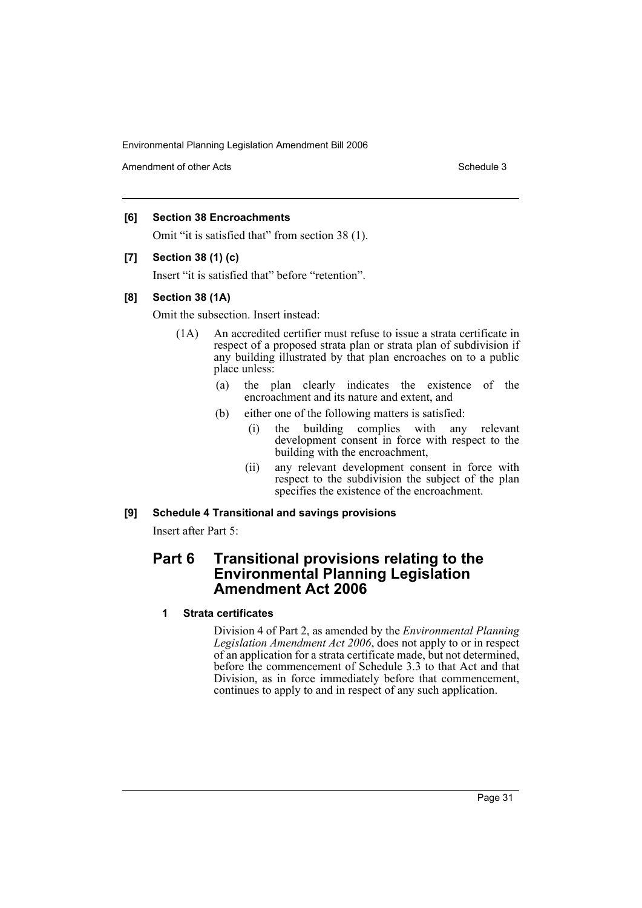**[6] Section 38 Encroachments**

Omit "it is satisfied that" from section 38 (1).

**[7] Section 38 (1) (c)**

Insert "it is satisfied that" before "retention".

**[8] Section 38 (1A)**

Omit the subsection. Insert instead:

(1A) An accredited certifier must refuse to issue a strata certificate in respect of a proposed strata plan or strata plan of subdivision if any building illustrated by that plan encroaches on to a public place unless:

- (a) the plan clearly indicates the existence of the encroachment and its nature and extent, and
- (b) either one of the following matters is satisfied:
  - (i) the building complies with any relevant development consent in force with respect to the building with the encroachment,
  - (ii) any relevant development consent in force with respect to the subdivision the subject of the plan specifies the existence of the encroachment.

**[9] Schedule 4 Transitional and savings provisions**

Insert after Part 5:

## Part 6 Transitional provisions relating to the Environmental Planning Legislation Amendment Act 2006

### 1 Strata certificates

Division 4 of Part 2, as amended by the *Environmental Planning Legislation Amendment Act 2006*, does not apply to or in respect of an application for a strata certificate made, but not determined, before the commencement of Schedule 3.3 to that Act and that Division, as in force immediately before that commencement, continues to apply to and in respect of any such application.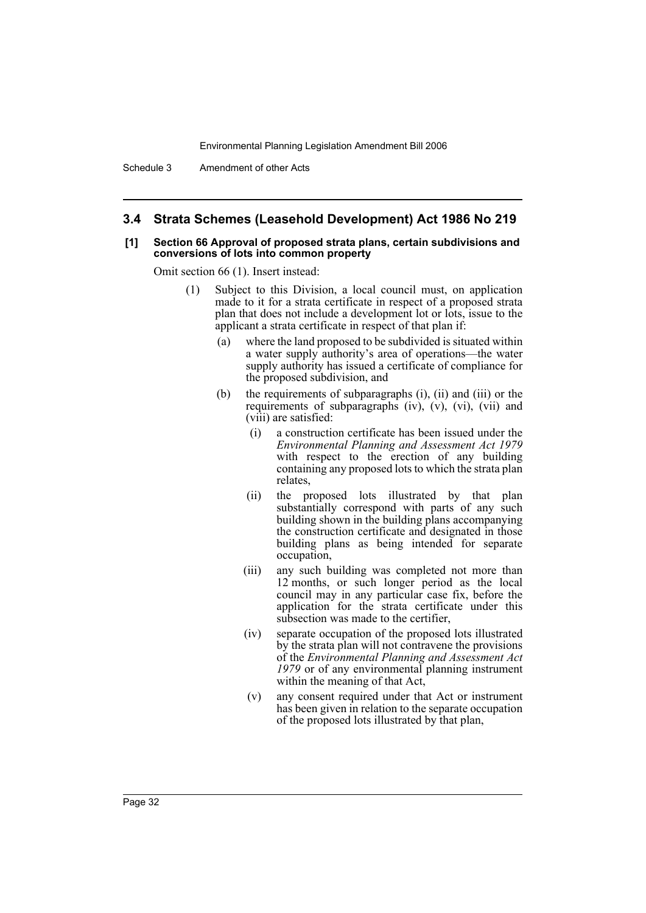## 3.4 Strata Schemes (Leasehold Development) Act 1986 No 219

### [1] Section 66 Approval of proposed strata plans, certain subdivisions and conversions of lots into common property

Omit section 66 (1). Insert instead:

(1) Subject to this Division, a local council must, on application made to it for a strata certificate in respect of a proposed strata plan that does not include a development lot or lots, issue to the applicant a strata certificate in respect of that plan if:

(a) where the land proposed to be subdivided is situated within a water supply authority's area of operations—the water supply authority has issued a certificate of compliance for the proposed subdivision, and

(b) the requirements of subparagraphs (i), (ii) and (iii) or the requirements of subparagraphs (iv), (v), (vi), (vii) and (viii) are satisfied:

(i) a construction certificate has been issued under the *Environmental Planning and Assessment Act 1979* with respect to the erection of any building containing any proposed lots to which the strata plan relates,

(ii) the proposed lots illustrated by that plan substantially correspond with parts of any such building shown in the building plans accompanying the construction certificate and designated in those building plans as being intended for separate occupation,

(iii) any such building was completed not more than 12 months, or such longer period as the local council may in any particular case fix, before the application for the strata certificate under this subsection was made to the certifier,

(iv) separate occupation of the proposed lots illustrated by the strata plan will not contravene the provisions of the *Environmental Planning and Assessment Act 1979* or of any environmental planning instrument within the meaning of that Act,

(v) any consent required under that Act or instrument has been given in relation to the separate occupation of the proposed lots illustrated by that plan,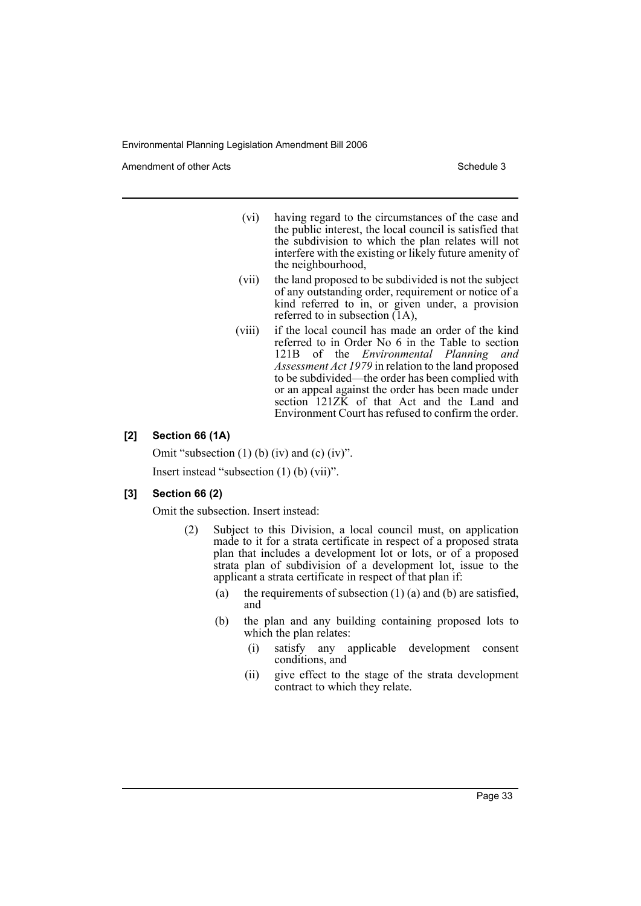(vi) having regard to the circumstances of the case and the public interest, the local council is satisfied that the subdivision to which the plan relates will not interfere with the existing or likely future amenity of the neighbourhood,

(vii) the land proposed to be subdivided is not the subject of any outstanding order, requirement or notice of a kind referred to in, or given under, a provision referred to in subsection (1A),

(viii) if the local council has made an order of the kind referred to in Order No 6 in the Table to section 121B of the *Environmental Planning and Assessment Act 1979* in relation to the land proposed to be subdivided—the order has been complied with or an appeal against the order has been made under section 121ZK of that Act and the Land and Environment Court has refused to confirm the order.

### [2] Section 66 (1A)

Omit "subsection (1) (b) (iv) and (c) (iv)".

Insert instead "subsection (1) (b) (vii)".

### [3] Section 66 (2)

Omit the subsection. Insert instead:

(2) Subject to this Division, a local council must, on application made to it for a strata certificate in respect of a proposed strata plan that includes a development lot or lots, or of a proposed strata plan of subdivision of a development lot, issue to the applicant a strata certificate in respect of that plan if:

- (a) the requirements of subsection (1) (a) and (b) are satisfied, and
- (b) the plan and any building containing proposed lots to which the plan relates:
  - (i) satisfy any applicable development consent conditions, and
  - (ii) give effect to the stage of the strata development contract to which they relate.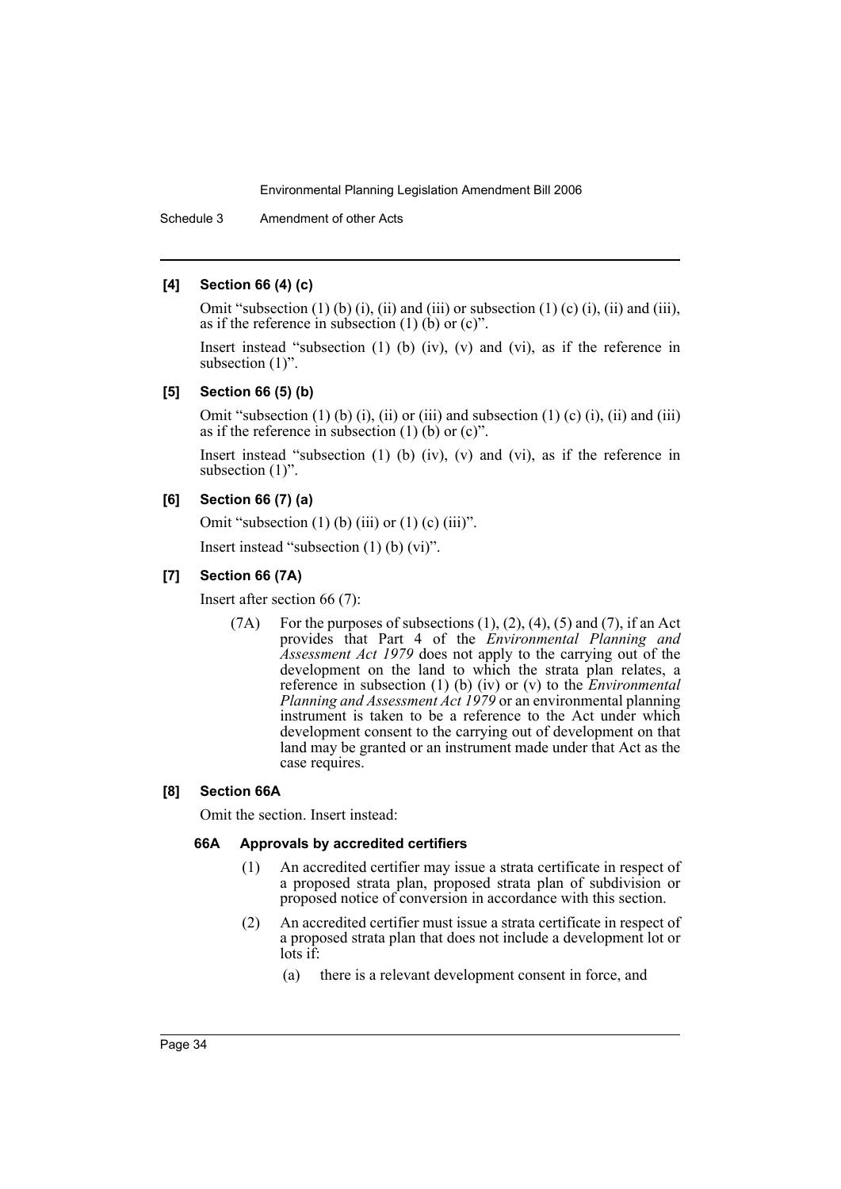### [4] Section 66 (4) (c)

Omit "subsection (1) (b) (i), (ii) and (iii) or subsection (1) (c) (i), (ii) and (iii), as if the reference in subsection (1) (b) or (c)".

Insert instead "subsection (1) (b) (iv), (v) and (vi), as if the reference in subsection (1)".

### [5] Section 66 (5) (b)

Omit "subsection (1) (b) (i), (ii) or (iii) and subsection (1) (c) (i), (ii) and (iii) as if the reference in subsection (1) (b) or (c)".

Insert instead "subsection (1) (b) (iv), (v) and (vi), as if the reference in subsection (1)".

### [6] Section 66 (7) (a)

Omit "subsection (1) (b) (iii) or (1) (c) (iii)".

Insert instead "subsection (1) (b) (vi)".

### [7] Section 66 (7A)

Insert after section 66 (7):

(7A) For the purposes of subsections (1), (2), (4), (5) and (7), if an Act provides that Part 4 of the *Environmental Planning and Assessment Act 1979* does not apply to the carrying out of the development on the land to which the strata plan relates, a reference in subsection (1) (b) (iv) or (v) to the *Environmental Planning and Assessment Act 1979* or an environmental planning instrument is taken to be a reference to the Act under which development consent to the carrying out of development on that land may be granted or an instrument made under that Act as the case requires.

### [8] Section 66A

Omit the section. Insert instead:

#### 66A Approvals by accredited certifiers

(1) An accredited certifier may issue a strata certificate in respect of a proposed strata plan, proposed strata plan of subdivision or proposed notice of conversion in accordance with this section.

(2) An accredited certifier must issue a strata certificate in respect of a proposed strata plan that does not include a development lot or lots if:

(a) there is a relevant development consent in force, and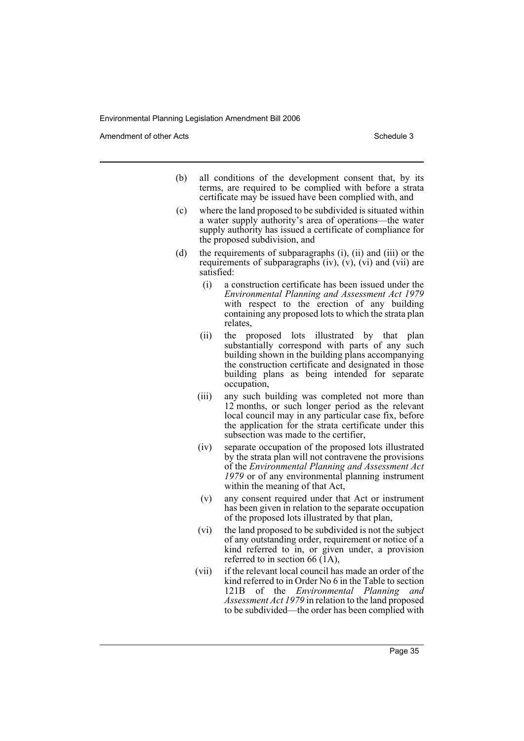(b) all conditions of the development consent that, by its terms, are required to be complied with before a strata certificate may be issued have been complied with, and

(c) where the land proposed to be subdivided is situated within a water supply authority's area of operations—the water supply authority has issued a certificate of compliance for the proposed subdivision, and

(d) the requirements of subparagraphs (i), (ii) and (iii) or the requirements of subparagraphs (iv), (v), (vi) and (vii) are satisfied:

  (i) a construction certificate has been issued under the *Environmental Planning and Assessment Act 1979* with respect to the erection of any building containing any proposed lots to which the strata plan relates,

  (ii) the proposed lots illustrated by that plan substantially correspond with parts of any such building shown in the building plans accompanying the construction certificate and designated in those building plans as being intended for separate occupation,

  (iii) any such building was completed not more than 12 months, or such longer period as the relevant local council may in any particular case fix, before the application for the strata certificate under this subsection was made to the certifier,

  (iv) separate occupation of the proposed lots illustrated by the strata plan will not contravene the provisions of the *Environmental Planning and Assessment Act 1979* or of any environmental planning instrument within the meaning of that Act,

  (v) any consent required under that Act or instrument has been given in relation to the separate occupation of the proposed lots illustrated by that plan,

  (vi) the land proposed to be subdivided is not the subject of any outstanding order, requirement or notice of a kind referred to in, or given under, a provision referred to in section 66 (1A),

  (vii) if the relevant local council has made an order of the kind referred to in Order No 6 in the Table to section 121B of the *Environmental Planning and Assessment Act 1979* in relation to the land proposed to be subdivided—the order has been complied with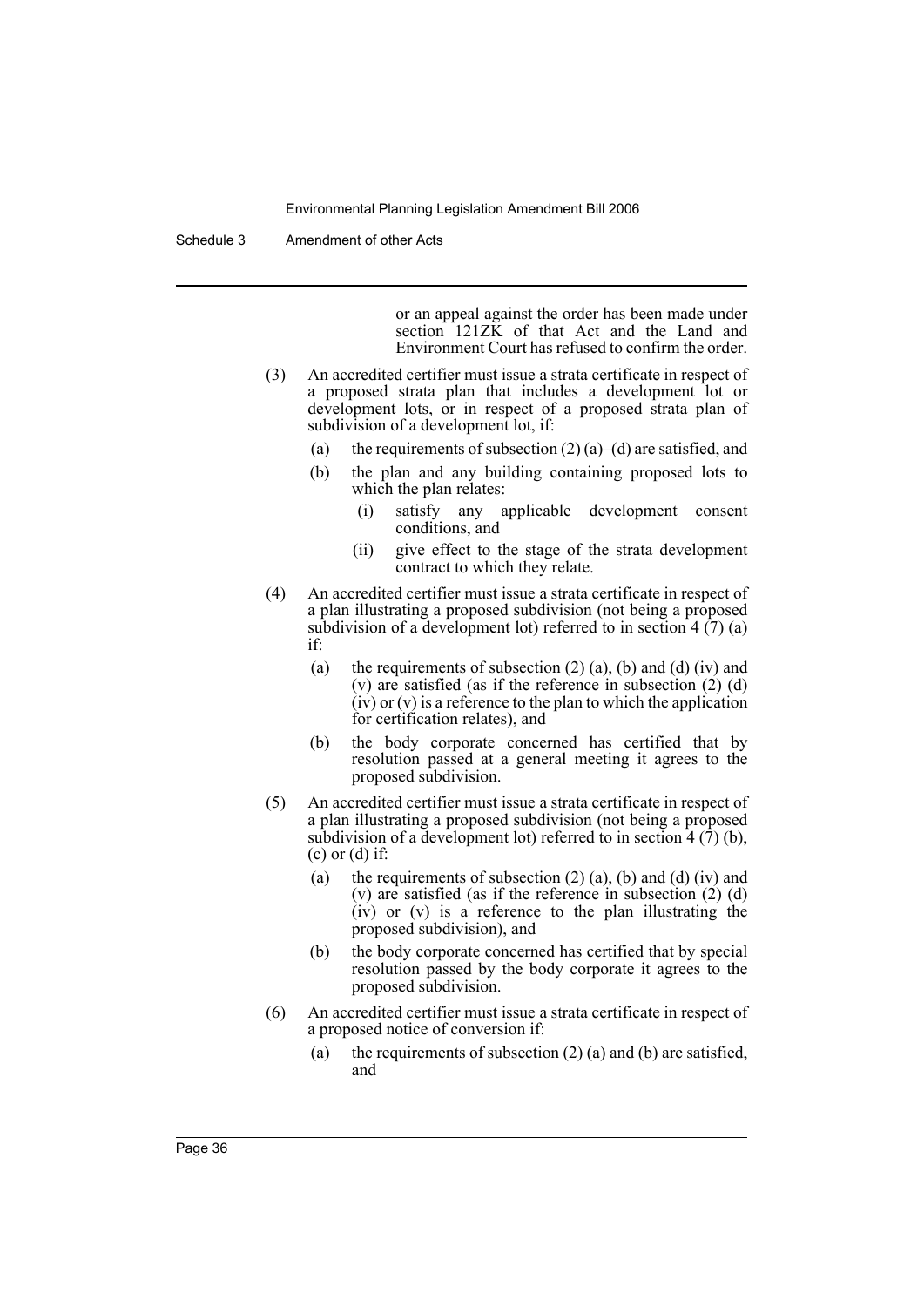or an appeal against the order has been made under section 121ZK of that Act and the Land and Environment Court has refused to confirm the order.

(3) An accredited certifier must issue a strata certificate in respect of a proposed strata plan that includes a development lot or development lots, or in respect of a proposed strata plan of subdivision of a development lot, if:

- (a) the requirements of subsection (2) (a)–(d) are satisfied, and
- (b) the plan and any building containing proposed lots to which the plan relates:
  - (i) satisfy any applicable development consent conditions, and
  - (ii) give effect to the stage of the strata development contract to which they relate.

(4) An accredited certifier must issue a strata certificate in respect of a plan illustrating a proposed subdivision (not being a proposed subdivision of a development lot) referred to in section 4 (7) (a) if:

- (a) the requirements of subsection (2) (a), (b) and (d) (iv) and (v) are satisfied (as if the reference in subsection (2) (d) (iv) or (v) is a reference to the plan to which the application for certification relates), and
- (b) the body corporate concerned has certified that by resolution passed at a general meeting it agrees to the proposed subdivision.

(5) An accredited certifier must issue a strata certificate in respect of a plan illustrating a proposed subdivision (not being a proposed subdivision of a development lot) referred to in section 4 (7) (b), (c) or (d) if:

- (a) the requirements of subsection (2) (a), (b) and (d) (iv) and (v) are satisfied (as if the reference in subsection (2) (d) (iv) or (v) is a reference to the plan illustrating the proposed subdivision), and
- (b) the body corporate concerned has certified that by special resolution passed by the body corporate it agrees to the proposed subdivision.

(6) An accredited certifier must issue a strata certificate in respect of a proposed notice of conversion if:

- (a) the requirements of subsection (2) (a) and (b) are satisfied, and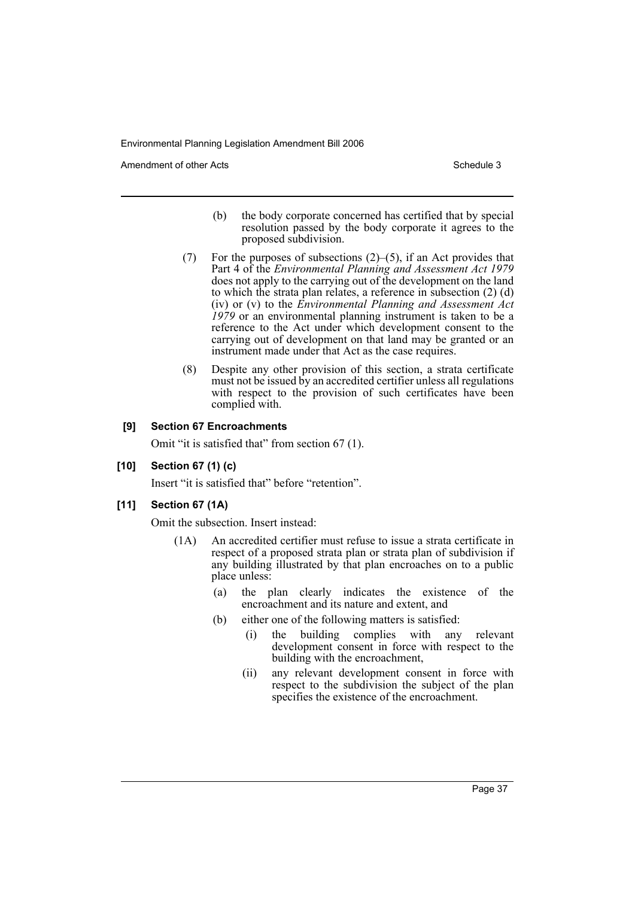(b) the body corporate concerned has certified that by special resolution passed by the body corporate it agrees to the proposed subdivision.

(7) For the purposes of subsections (2)–(5), if an Act provides that Part 4 of the *Environmental Planning and Assessment Act 1979* does not apply to the carrying out of the development on the land to which the strata plan relates, a reference in subsection (2) (d) (iv) or (v) to the *Environmental Planning and Assessment Act 1979* or an environmental planning instrument is taken to be a reference to the Act under which development consent to the carrying out of development on that land may be granted or an instrument made under that Act as the case requires.

(8) Despite any other provision of this section, a strata certificate must not be issued by an accredited certifier unless all regulations with respect to the provision of such certificates have been complied with.

**[9] Section 67 Encroachments**

Omit "it is satisfied that" from section 67 (1).

**[10] Section 67 (1) (c)**

Insert "it is satisfied that" before "retention".

**[11] Section 67 (1A)**

Omit the subsection. Insert instead:

(1A) An accredited certifier must refuse to issue a strata certificate in respect of a proposed strata plan or strata plan of subdivision if any building illustrated by that plan encroaches on to a public place unless:

(a) the plan clearly indicates the existence of the encroachment and its nature and extent, and

(b) either one of the following matters is satisfied:

(i) the building complies with any relevant development consent in force with respect to the building with the encroachment,

(ii) any relevant development consent in force with respect to the subdivision the subject of the plan specifies the existence of the encroachment.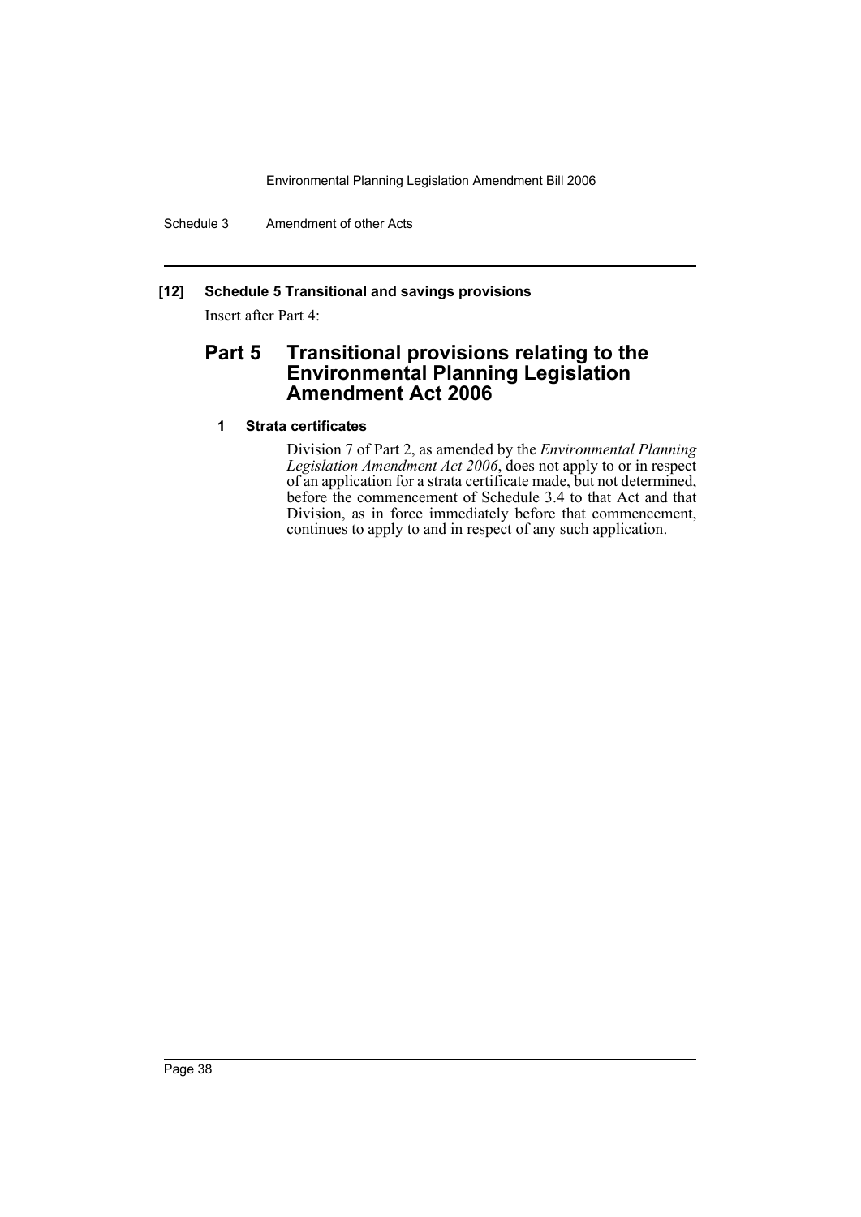**[12] Schedule 5 Transitional and savings provisions**

Insert after Part 4:

## Part 5 Transitional provisions relating to the Environmental Planning Legislation Amendment Act 2006

### 1 Strata certificates

Division 7 of Part 2, as amended by the *Environmental Planning Legislation Amendment Act 2006*, does not apply to or in respect of an application for a strata certificate made, but not determined, before the commencement of Schedule 3.4 to that Act and that Division, as in force immediately before that commencement, continues to apply to and in respect of any such application.